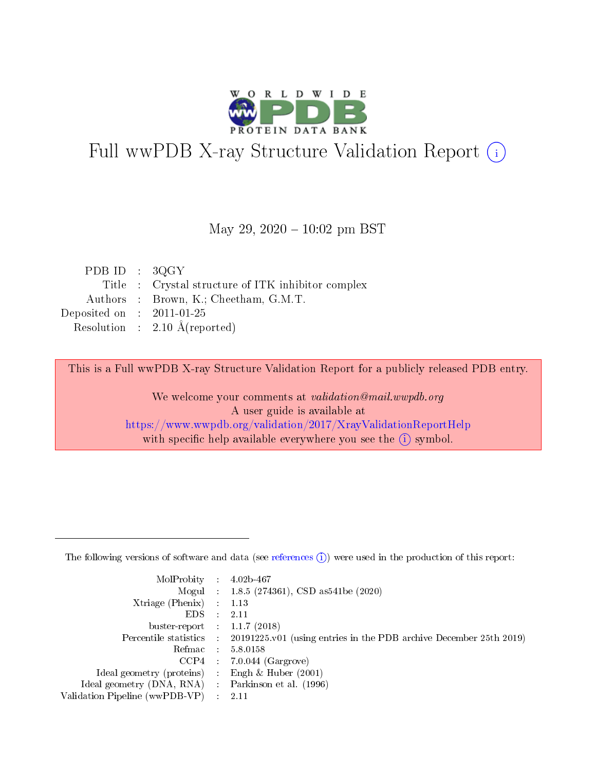# Full wwPDB X-ray Structure Validation Report (i)

May 29, 2020 – 10:02 pm BST

| | | |
|---|---|---|
| PDB ID | : | 3QGY |
| Title | : | Crystal structure of ITK inhibitor complex |
| Authors | : | Brown, K.; Cheetham, G.M.T. |
| Deposited on | : | 2011-01-25 |
| Resolution | : | 2.10 Å(reported) |

This is a Full wwPDB X-ray Structure Validation Report for a publicly released PDB entry.

We welcome your comments at *validation@mail.wwpdb.org*
A user guide is available at
https://www.wwpdb.org/validation/2017/XrayValidationReportHelp
with specific help available everywhere you see the (i) symbol.

---

The following versions of software and data (see references (i)) were used in the production of this report:

| | | |
|---|---|---|
| MolProbity | : | 4.02b-467 |
| Mogul | : | 1.8.5 (274361), CSD as541be (2020) |
| Xtriage (Phenix) | : | 1.13 |
| EDS | : | 2.11 |
| buster-report | : | 1.1.7 (2018) |
| Percentile statistics | : | 20191225.v01 (using entries in the PDB archive December 25th 2019) |
| Refmac | : | 5.8.0158 |
| CCP4 | : | 7.0.044 (Gargrove) |
| Ideal geometry (proteins) | : | Engh & Huber (2001) |
| Ideal geometry (DNA, RNA) | : | Parkinson et al. (1996) |
| Validation Pipeline (wwPDB-VP) | : | 2.11 |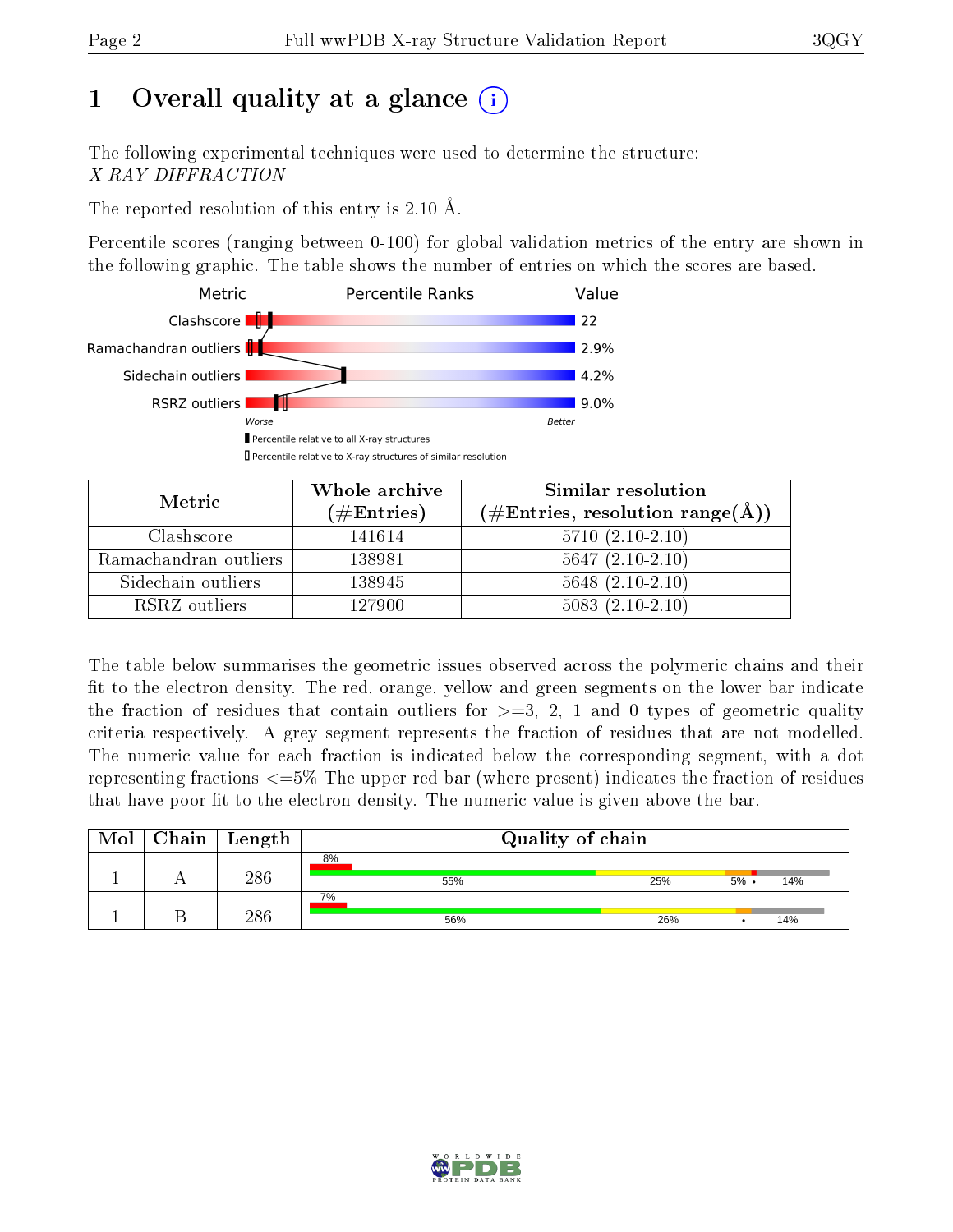# 1 Overall quality at a glance

The following experimental techniques were used to determine the structure:
*X-RAY DIFFRACTION*

The reported resolution of this entry is 2.10 Å.

Percentile scores (ranging between 0-100) for global validation metrics of the entry are shown in the following graphic. The table shows the number of entries on which the scores are based.

| Metric | Value |
|---|---|
| Clashscore | 22 |
| Ramachandran outliers | 2.9% |
| Sidechain outliers | 4.2% |
| RSRZ outliers | 9.0% |

| Metric | Whole archive (#Entries) | Similar resolution (#Entries, resolution range(Å)) |
|---|---|---|
| Clashscore | 141614 | 5710 (2.10-2.10) |
| Ramachandran outliers | 138981 | 5647 (2.10-2.10) |
| Sidechain outliers | 138945 | 5648 (2.10-2.10) |
| RSRZ outliers | 127900 | 5083 (2.10-2.10) |

The table below summarises the geometric issues observed across the polymeric chains and their fit to the electron density. The red, orange, yellow and green segments on the lower bar indicate the fraction of residues that contain outliers for >=3, 2, 1 and 0 types of geometric quality criteria respectively. A grey segment represents the fraction of residues that are not modelled. The numeric value for each fraction is indicated below the corresponding segment, with a dot representing fractions <=5% The upper red bar (where present) indicates the fraction of residues that have poor fit to the electron density. The numeric value is given above the bar.

| Mol | Chain | Length | Quality of chain |
|---|---|---|---|
| 1 | A | 286 | 8% / 55% / 25% / 5% / • / 14% |
| 1 | B | 286 | 7% / 56% / 26% / • / 14% |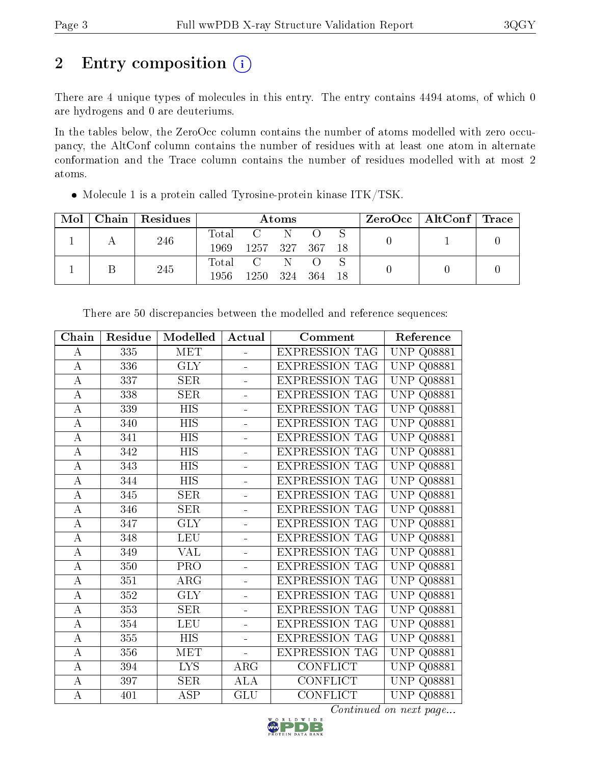# 2 Entry composition

There are 4 unique types of molecules in this entry. The entry contains 4494 atoms, of which 0 are hydrogens and 0 are deuteriums.

In the tables below, the ZeroOcc column contains the number of atoms modelled with zero occupancy, the AltConf column contains the number of residues with at least one atom in alternate conformation and the Trace column contains the number of residues modelled with at most 2 atoms.

- Molecule 1 is a protein called Tyrosine-protein kinase ITK/TSK.

| Mol | Chain | Residues | Atoms | | | | | ZeroOcc | AltConf | Trace |
|---|---|---|---|---|---|---|---|---|---|---|
| 1 | A | 246 | Total | C | N | O | S | 0 | 1 | 0 |
| | | | 1969 | 1257 | 327 | 367 | 18 | | | |
| 1 | B | 245 | Total | C | N | O | S | 0 | 0 | 0 |
| | | | 1956 | 1250 | 324 | 364 | 18 | | | |

There are 50 discrepancies between the modelled and reference sequences:

| Chain | Residue | Modelled | Actual | Comment | Reference |
|---|---|---|---|---|---|
| A | 335 | MET | - | EXPRESSION TAG | UNP Q08881 |
| A | 336 | GLY | - | EXPRESSION TAG | UNP Q08881 |
| A | 337 | SER | - | EXPRESSION TAG | UNP Q08881 |
| A | 338 | SER | - | EXPRESSION TAG | UNP Q08881 |
| A | 339 | HIS | - | EXPRESSION TAG | UNP Q08881 |
| A | 340 | HIS | - | EXPRESSION TAG | UNP Q08881 |
| A | 341 | HIS | - | EXPRESSION TAG | UNP Q08881 |
| A | 342 | HIS | - | EXPRESSION TAG | UNP Q08881 |
| A | 343 | HIS | - | EXPRESSION TAG | UNP Q08881 |
| A | 344 | HIS | - | EXPRESSION TAG | UNP Q08881 |
| A | 345 | SER | - | EXPRESSION TAG | UNP Q08881 |
| A | 346 | SER | - | EXPRESSION TAG | UNP Q08881 |
| A | 347 | GLY | - | EXPRESSION TAG | UNP Q08881 |
| A | 348 | LEU | - | EXPRESSION TAG | UNP Q08881 |
| A | 349 | VAL | - | EXPRESSION TAG | UNP Q08881 |
| A | 350 | PRO | - | EXPRESSION TAG | UNP Q08881 |
| A | 351 | ARG | - | EXPRESSION TAG | UNP Q08881 |
| A | 352 | GLY | - | EXPRESSION TAG | UNP Q08881 |
| A | 353 | SER | - | EXPRESSION TAG | UNP Q08881 |
| A | 354 | LEU | - | EXPRESSION TAG | UNP Q08881 |
| A | 355 | HIS | - | EXPRESSION TAG | UNP Q08881 |
| A | 356 | MET | - | EXPRESSION TAG | UNP Q08881 |
| A | 394 | LYS | ARG | CONFLICT | UNP Q08881 |
| A | 397 | SER | ALA | CONFLICT | UNP Q08881 |
| A | 401 | ASP | GLU | CONFLICT | UNP Q08881 |

*Continued on next page...*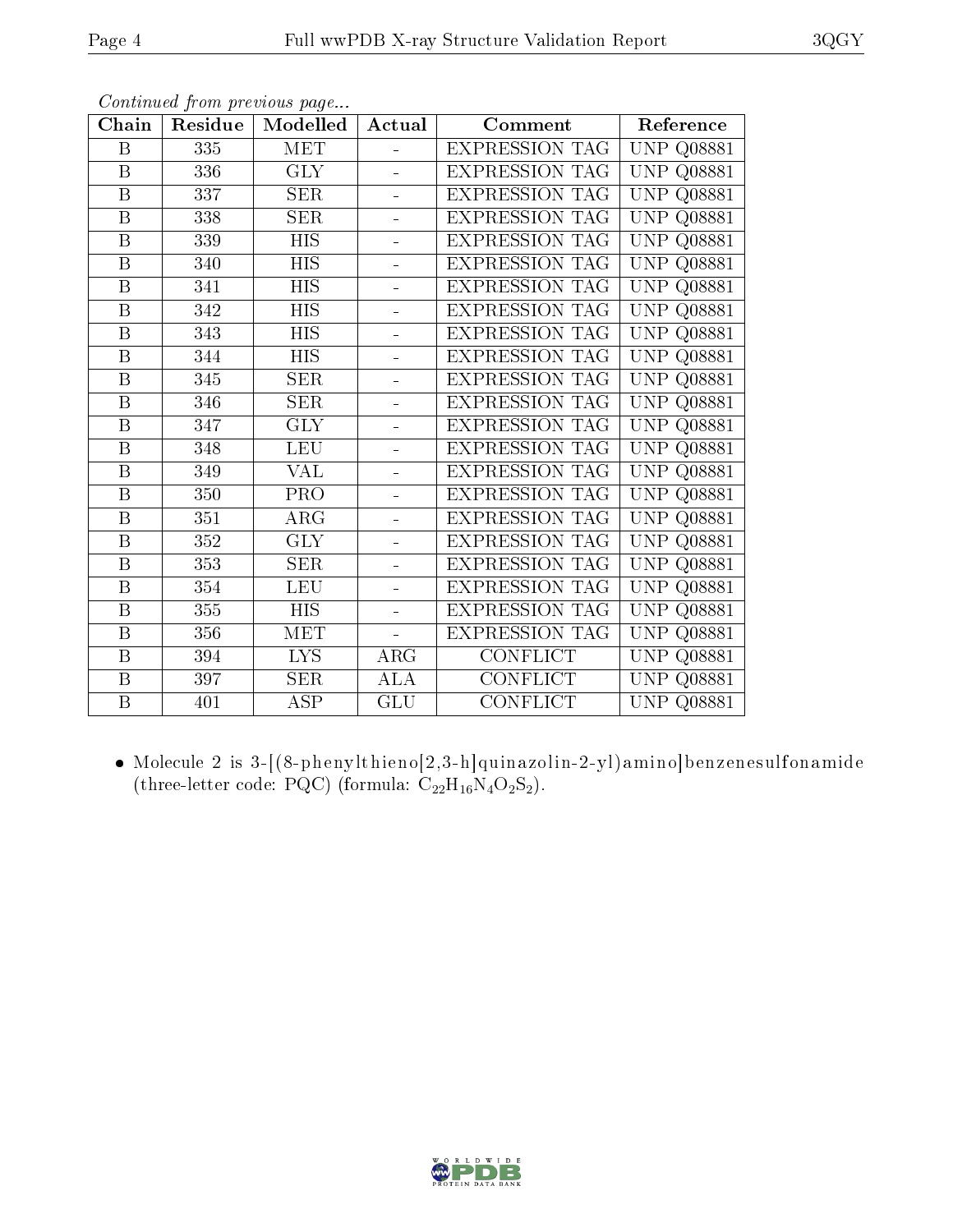*Continued from previous page...*

| Chain | Residue | Modelled | Actual | Comment | Reference |
|---|---|---|---|---|---|
| B | 335 | MET | - | EXPRESSION TAG | UNP Q08881 |
| B | 336 | GLY | - | EXPRESSION TAG | UNP Q08881 |
| B | 337 | SER | - | EXPRESSION TAG | UNP Q08881 |
| B | 338 | SER | - | EXPRESSION TAG | UNP Q08881 |
| B | 339 | HIS | - | EXPRESSION TAG | UNP Q08881 |
| B | 340 | HIS | - | EXPRESSION TAG | UNP Q08881 |
| B | 341 | HIS | - | EXPRESSION TAG | UNP Q08881 |
| B | 342 | HIS | - | EXPRESSION TAG | UNP Q08881 |
| B | 343 | HIS | - | EXPRESSION TAG | UNP Q08881 |
| B | 344 | HIS | - | EXPRESSION TAG | UNP Q08881 |
| B | 345 | SER | - | EXPRESSION TAG | UNP Q08881 |
| B | 346 | SER | - | EXPRESSION TAG | UNP Q08881 |
| B | 347 | GLY | - | EXPRESSION TAG | UNP Q08881 |
| B | 348 | LEU | - | EXPRESSION TAG | UNP Q08881 |
| B | 349 | VAL | - | EXPRESSION TAG | UNP Q08881 |
| B | 350 | PRO | - | EXPRESSION TAG | UNP Q08881 |
| B | 351 | ARG | - | EXPRESSION TAG | UNP Q08881 |
| B | 352 | GLY | - | EXPRESSION TAG | UNP Q08881 |
| B | 353 | SER | - | EXPRESSION TAG | UNP Q08881 |
| B | 354 | LEU | - | EXPRESSION TAG | UNP Q08881 |
| B | 355 | HIS | - | EXPRESSION TAG | UNP Q08881 |
| B | 356 | MET | - | EXPRESSION TAG | UNP Q08881 |
| B | 394 | LYS | ARG | CONFLICT | UNP Q08881 |
| B | 397 | SER | ALA | CONFLICT | UNP Q08881 |
| B | 401 | ASP | GLU | CONFLICT | UNP Q08881 |

- Molecule 2 is 3-[(8-phenylthieno[2,3-h]quinazolin-2-yl)amino]benzenesulfonamide (three-letter code: PQC) (formula: $C_{22}H_{16}N_4O_2S_2$).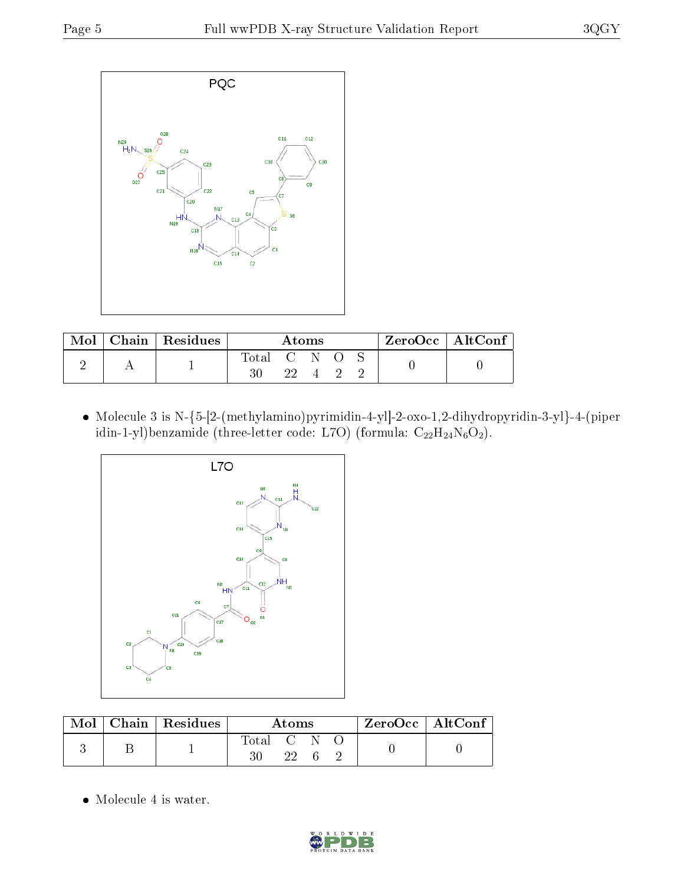PQC

| Mol | Chain | Residues | Atoms | | | | | ZeroOcc | AltConf |
|---|---|---|---|---|---|---|---|---|---|
| | | | Total | C | N | O | S | | |
| 2 | A | 1 | 30 | 22 | 4 | 2 | 2 | 0 | 0 |

- Molecule 3 is N-{5-[2-(methylamino)pyrimidin-4-yl]-2-oxo-1,2-dihydropyridin-3-yl}-4-(piperidin-1-yl)benzamide (three-letter code: L7O) (formula: $C_{22}H_{24}N_6O_2$).

L7O

| Mol | Chain | Residues | Atoms | | | | ZeroOcc | AltConf |
|---|---|---|---|---|---|---|---|---|
| | | | Total | C | N | O | | |
| 3 | B | 1 | 30 | 22 | 6 | 2 | 0 | 0 |

- Molecule 4 is water.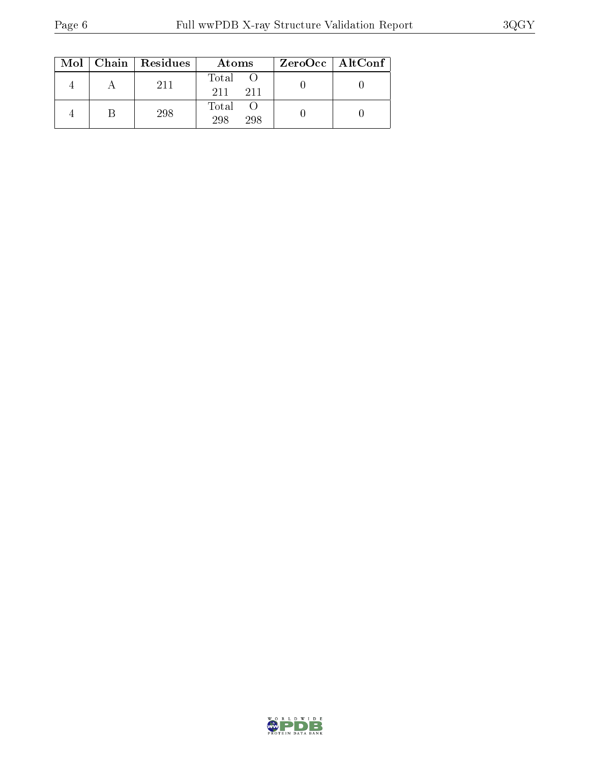| Mol | Chain | Residues | Atoms | | ZeroOcc | AltConf |
|---|---|---|---|---|---|---|
| | | | Total | O | | |
| 4 | A | 211 | 211 | 211 | 0 | 0 |
| 4 | B | 298 | 298 | 298 | 0 | 0 |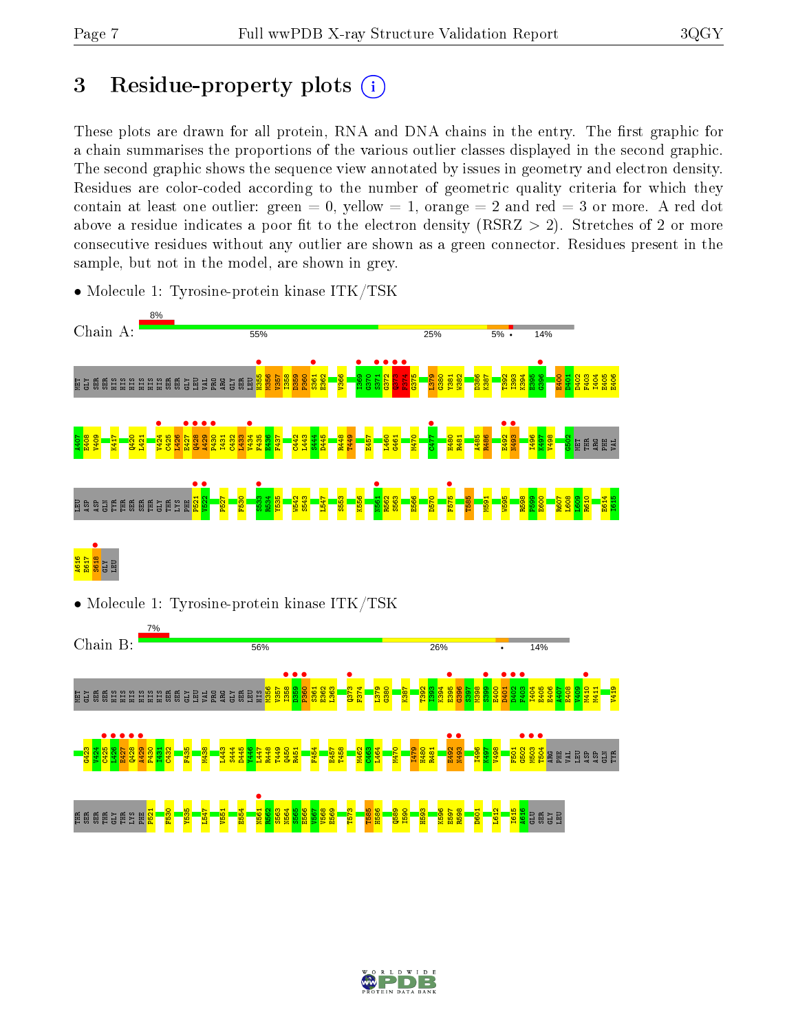# 3 Residue-property plots

These plots are drawn for all protein, RNA and DNA chains in the entry. The first graphic for a chain summarises the proportions of the various outlier classes displayed in the second graphic. The second graphic shows the sequence view annotated by issues in geometry and electron density. Residues are color-coded according to the number of geometric quality criteria for which they contain at least one outlier: green = 0, yellow = 1, orange = 2 and red = 3 or more. A red dot above a residue indicates a poor fit to the electron density (RSRZ > 2). Stretches of 2 or more consecutive residues without any outlier are shown as a green connector. Residues present in the sample, but not in the model, are shown in grey.

- Molecule 1: Tyrosine-protein kinase ITK/TSK

Chain A: 8% | 55% | 25% | 5% • | 14%

MET GLY SER SER HIS HIS HIS HIS HIS HIS SER SER GLY LEU VAL PRO ARG GLY SER LEU H355 M356 V357 I358 D359 P360 S361 E362 V366 I369 G370 S371 G372 Q373 F374 G375 L379 G380 Y381 W382 D386 K387 T392 I393 K394 E395 G396 E400 D401 D402 F403 I404 E405 E406 A407 E408 V409 K417 Q420 L421 V424 C425 L426 E427 Q428 A429 P430 L431 C432 L433 V434 F435 E436 F437 C442 L443 S444 D445 R448 T449 E457 L460 G461 M470 C477 H480 R481 A485 R486 E492 N493 I496 K497 V498 G502 MET THR ARG PHE VAL LEU ASP ASP GLN TYR THR SER SER THR GLY THR LYS PHE P521 V522 F527 F530 S533 R534 V535 W542 S543 L547 S553 K556 N561 R562 S563 E566 D570 F575 T585 M591 W595 R598 F599 E600 R607 L608 L609 R610 E614 I615 A616 E617 S618 GLY LEU

- Molecule 1: Tyrosine-protein kinase ITK/TSK

Chain B: 7% | 56% | 26% | • | 14%

MET GLY SER SER HIS HIS HIS HIS HIS HIS SER SER GLY LEU VAL PRO ARG GLY SER LEU HIS M356 V357 I358 D359 P360 S361 E362 L363 Q373 F374 L379 G380 K387 T392 I393 K394 E395 G396 S397 M398 S399 E400 D401 D402 F403 I404 E405 E406 A407 E408 V409 M410 M411 V419 C423 V424 C425 L426 E427 Q428 A429 P430 L431 C432 F435 M438 L443 S444 D445 V446 L447 R448 T449 Q450 R451 F454 E457 T458 M462 C463 L464 M470 I479 H480 R481 E492 N493 I496 K497 V498 F501 G502 M503 T504 ARG PHE VAL LEU ASP ASP GLN TYR THR SER SER THR GLY THR LYS PHE P521 F530 Y535 L547 V551 E554 N561 R562 S563 N564 S565 E566 V567 V568 E569 T573 T585 H586 Q589 I590 H593 K596 E597 R598 D601 L612 I615 A616 GLU SER GLY LEU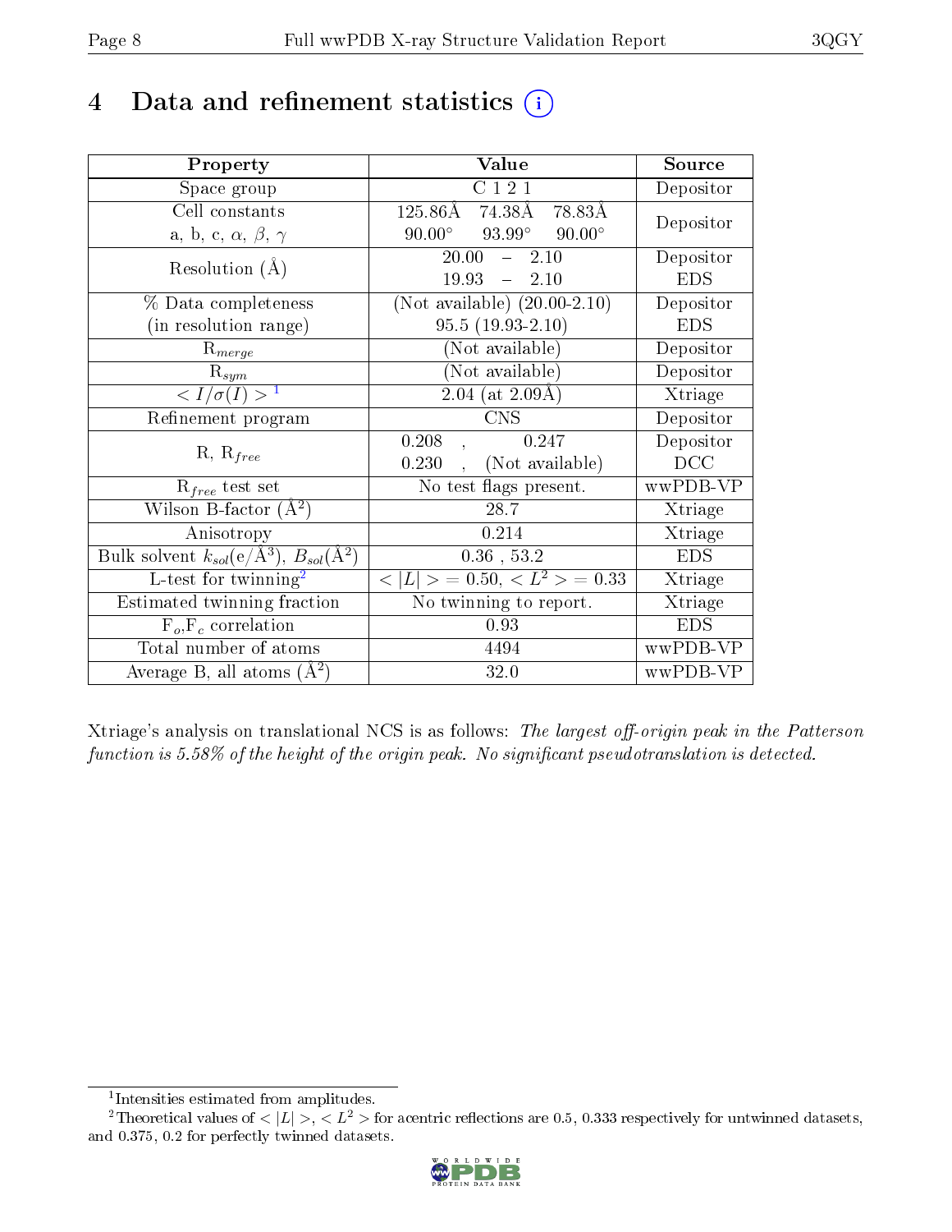# 4 Data and refinement statistics

| Property | Value | Source |
|---|---|---|
| Space group | C 1 2 1 | Depositor |
| Cell constants<br>a, b, c, $\alpha$, $\beta$, $\gamma$ | 125.86Å 74.38Å 78.83Å<br>90.00° 93.99° 90.00° | Depositor |
| Resolution (Å) | 20.00 – 2.10<br>19.93 – 2.10 | Depositor<br>EDS |
| % Data completeness<br>(in resolution range) | (Not available) (20.00-2.10)<br>95.5 (19.93-2.10) | Depositor<br>EDS |
| $R_{merge}$ | (Not available) | Depositor |
| $R_{sym}$ | (Not available) | Depositor |
| $< I/\sigma(I) >$ [1] | 2.04 (at 2.09Å) | Xtriage |
| Refinement program | CNS | Depositor |
| R, $R_{free}$ | 0.208 , 0.247<br>0.230 , (Not available) | Depositor<br>DCC |
| $R_{free}$ test set | No test flags present. | wwPDB-VP |
| Wilson B-factor ($Å^2$) | 28.7 | Xtriage |
| Anisotropy | 0.214 | Xtriage |
| Bulk solvent $k_{sol}$(e/$Å^3$), $B_{sol}$($Å^2$) | 0.36 , 53.2 | EDS |
| L-test for twinning[2] | $< \|L\| >$ = 0.50, $< L^2 >$ = 0.33 | Xtriage |
| Estimated twinning fraction | No twinning to report. | Xtriage |
| $F_o$,$F_c$ correlation | 0.93 | EDS |
| Total number of atoms | 4494 | wwPDB-VP |
| Average B, all atoms ($Å^2$) | 32.0 | wwPDB-VP |

Xtriage's analysis on translational NCS is as follows: *The largest off-origin peak in the Patterson function is 5.58% of the height of the origin peak. No significant pseudotranslation is detected.*

[1] Intensities estimated from amplitudes.

[2] Theoretical values of $< |L| >$, $< L^2 >$ for acentric reflections are 0.5, 0.333 respectively for untwinned datasets, and 0.375, 0.2 for perfectly twinned datasets.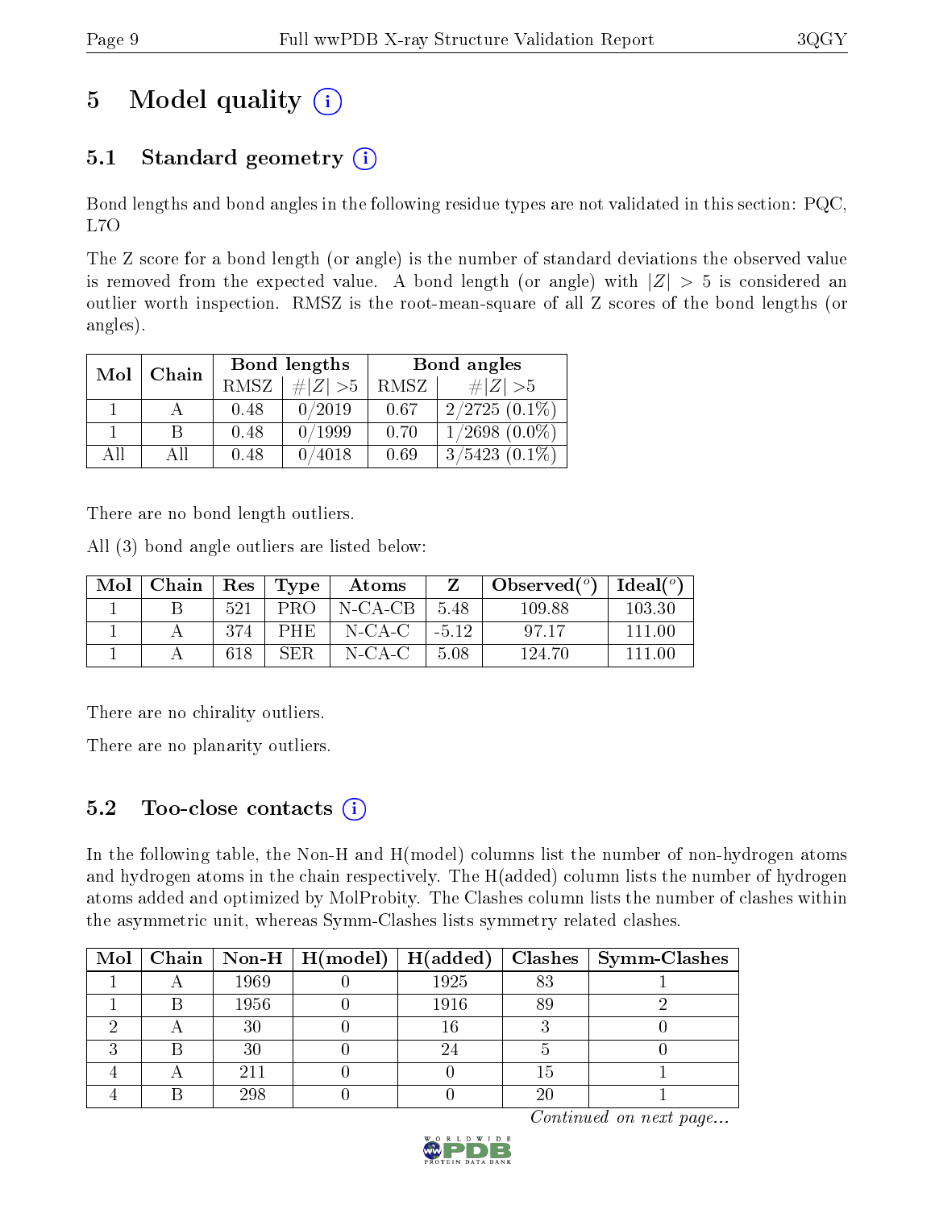# 5 Model quality (i)

## 5.1 Standard geometry (i)

Bond lengths and bond angles in the following residue types are not validated in this section: PQC, L7O

The Z score for a bond length (or angle) is the number of standard deviations the observed value is removed from the expected value. A bond length (or angle) with $|Z| > 5$ is considered an outlier worth inspection. RMSZ is the root-mean-square of all Z scores of the bond lengths (or angles).

| Mol | Chain | Bond lengths | | Bond angles | |
|---|---|---|---|---|---|
| | | RMSZ | #\|Z\| >5 | RMSZ | #\|Z\| >5 |
| 1 | A | 0.48 | 0/2019 | 0.67 | 2/2725 (0.1%) |
| 1 | B | 0.48 | 0/1999 | 0.70 | 1/2698 (0.0%) |
| All | All | 0.48 | 0/4018 | 0.69 | 3/5423 (0.1%) |

There are no bond length outliers.

All (3) bond angle outliers are listed below:

| Mol | Chain | Res | Type | Atoms | Z | Observed(°) | Ideal(°) |
|---|---|---|---|---|---|---|---|
| 1 | B | 521 | PRO | N-CA-CB | 5.48 | 109.88 | 103.30 |
| 1 | A | 374 | PHE | N-CA-C | -5.12 | 97.17 | 111.00 |
| 1 | A | 618 | SER | N-CA-C | 5.08 | 124.70 | 111.00 |

There are no chirality outliers.

There are no planarity outliers.

## 5.2 Too-close contacts (i)

In the following table, the Non-H and H(model) columns list the number of non-hydrogen atoms and hydrogen atoms in the chain respectively. The H(added) column lists the number of hydrogen atoms added and optimized by MolProbity. The Clashes column lists the number of clashes within the asymmetric unit, whereas Symm-Clashes lists symmetry related clashes.

| Mol | Chain | Non-H | H(model) | H(added) | Clashes | Symm-Clashes |
|---|---|---|---|---|---|---|
| 1 | A | 1969 | 0 | 1925 | 83 | 1 |
| 1 | B | 1956 | 0 | 1916 | 89 | 2 |
| 2 | A | 30 | 0 | 16 | 3 | 0 |
| 3 | B | 30 | 0 | 24 | 5 | 0 |
| 4 | A | 211 | 0 | 0 | 15 | 1 |
| 4 | B | 298 | 0 | 0 | 20 | 1 |

*Continued on next page...*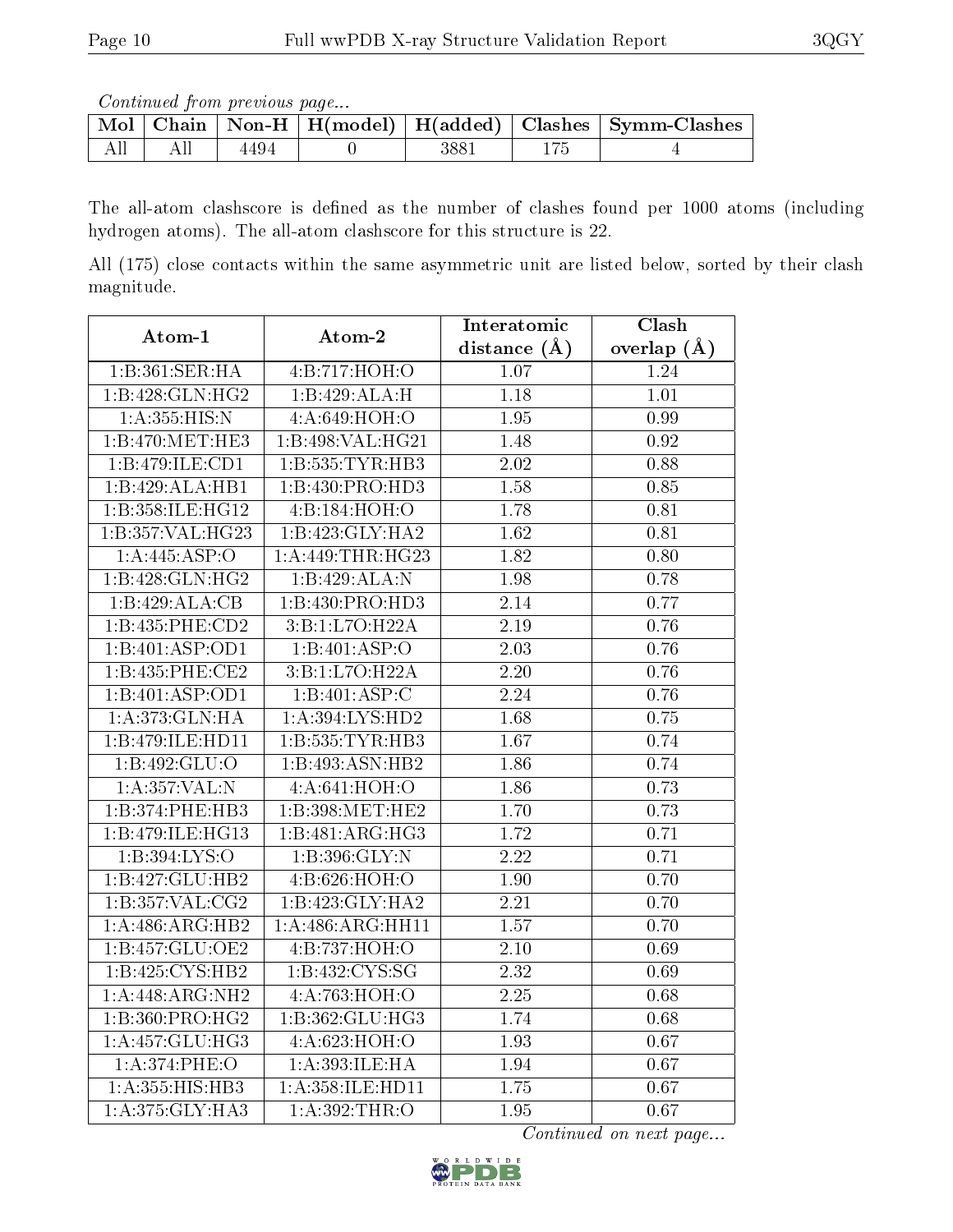*Continued from previous page...*

| Mol | Chain | Non-H | H(model) | H(added) | Clashes | Symm-Clashes |
|---|---|---|---|---|---|---|
| All | All | 4494 | 0 | 3881 | 175 | 4 |

The all-atom clashscore is defined as the number of clashes found per 1000 atoms (including hydrogen atoms). The all-atom clashscore for this structure is 22.

All (175) close contacts within the same asymmetric unit are listed below, sorted by their clash magnitude.

| Atom-1 | Atom-2 | Interatomic distance (Å) | Clash overlap (Å) |
|---|---|---|---|
| 1:B:361:SER:HA | 4:B:717:HOH:O | 1.07 | 1.24 |
| 1:B:428:GLN:HG2 | 1:B:429:ALA:H | 1.18 | 1.01 |
| 1:A:355:HIS:N | 4:A:649:HOH:O | 1.95 | 0.99 |
| 1:B:470:MET:HE3 | 1:B:498:VAL:HG21 | 1.48 | 0.92 |
| 1:B:479:ILE:CD1 | 1:B:535:TYR:HB3 | 2.02 | 0.88 |
| 1:B:429:ALA:HB1 | 1:B:430:PRO:HD3 | 1.58 | 0.85 |
| 1:B:358:ILE:HG12 | 4:B:184:HOH:O | 1.78 | 0.81 |
| 1:B:357:VAL:HG23 | 1:B:423:GLY:HA2 | 1.62 | 0.81 |
| 1:A:445:ASP:O | 1:A:449:THR:HG23 | 1.82 | 0.80 |
| 1:B:428:GLN:HG2 | 1:B:429:ALA:N | 1.98 | 0.78 |
| 1:B:429:ALA:CB | 1:B:430:PRO:HD3 | 2.14 | 0.77 |
| 1:B:435:PHE:CD2 | 3:B:1:L7O:H22A | 2.19 | 0.76 |
| 1:B:401:ASP:OD1 | 1:B:401:ASP:O | 2.03 | 0.76 |
| 1:B:435:PHE:CE2 | 3:B:1:L7O:H22A | 2.20 | 0.76 |
| 1:B:401:ASP:OD1 | 1:B:401:ASP:C | 2.24 | 0.76 |
| 1:A:373:GLN:HA | 1:A:394:LYS:HD2 | 1.68 | 0.75 |
| 1:B:479:ILE:HD11 | 1:B:535:TYR:HB3 | 1.67 | 0.74 |
| 1:B:492:GLU:O | 1:B:493:ASN:HB2 | 1.86 | 0.74 |
| 1:A:357:VAL:N | 4:A:641:HOH:O | 1.86 | 0.73 |
| 1:B:374:PHE:HB3 | 1:B:398:MET:HE2 | 1.70 | 0.73 |
| 1:B:479:ILE:HG13 | 1:B:481:ARG:HG3 | 1.72 | 0.71 |
| 1:B:394:LYS:O | 1:B:396:GLY:N | 2.22 | 0.71 |
| 1:B:427:GLU:HB2 | 4:B:626:HOH:O | 1.90 | 0.70 |
| 1:B:357:VAL:CG2 | 1:B:423:GLY:HA2 | 2.21 | 0.70 |
| 1:A:486:ARG:HB2 | 1:A:486:ARG:HH11 | 1.57 | 0.70 |
| 1:B:457:GLU:OE2 | 4:B:737:HOH:O | 2.10 | 0.69 |
| 1:B:425:CYS:HB2 | 1:B:432:CYS:SG | 2.32 | 0.69 |
| 1:A:448:ARG:NH2 | 4:A:763:HOH:O | 2.25 | 0.68 |
| 1:B:360:PRO:HG2 | 1:B:362:GLU:HG3 | 1.74 | 0.68 |
| 1:A:457:GLU:HG3 | 4:A:623:HOH:O | 1.93 | 0.67 |
| 1:A:374:PHE:O | 1:A:393:ILE:HA | 1.94 | 0.67 |
| 1:A:355:HIS:HB3 | 1:A:358:ILE:HD11 | 1.75 | 0.67 |
| 1:A:375:GLY:HA3 | 1:A:392:THR:O | 1.95 | 0.67 |

*Continued on next page...*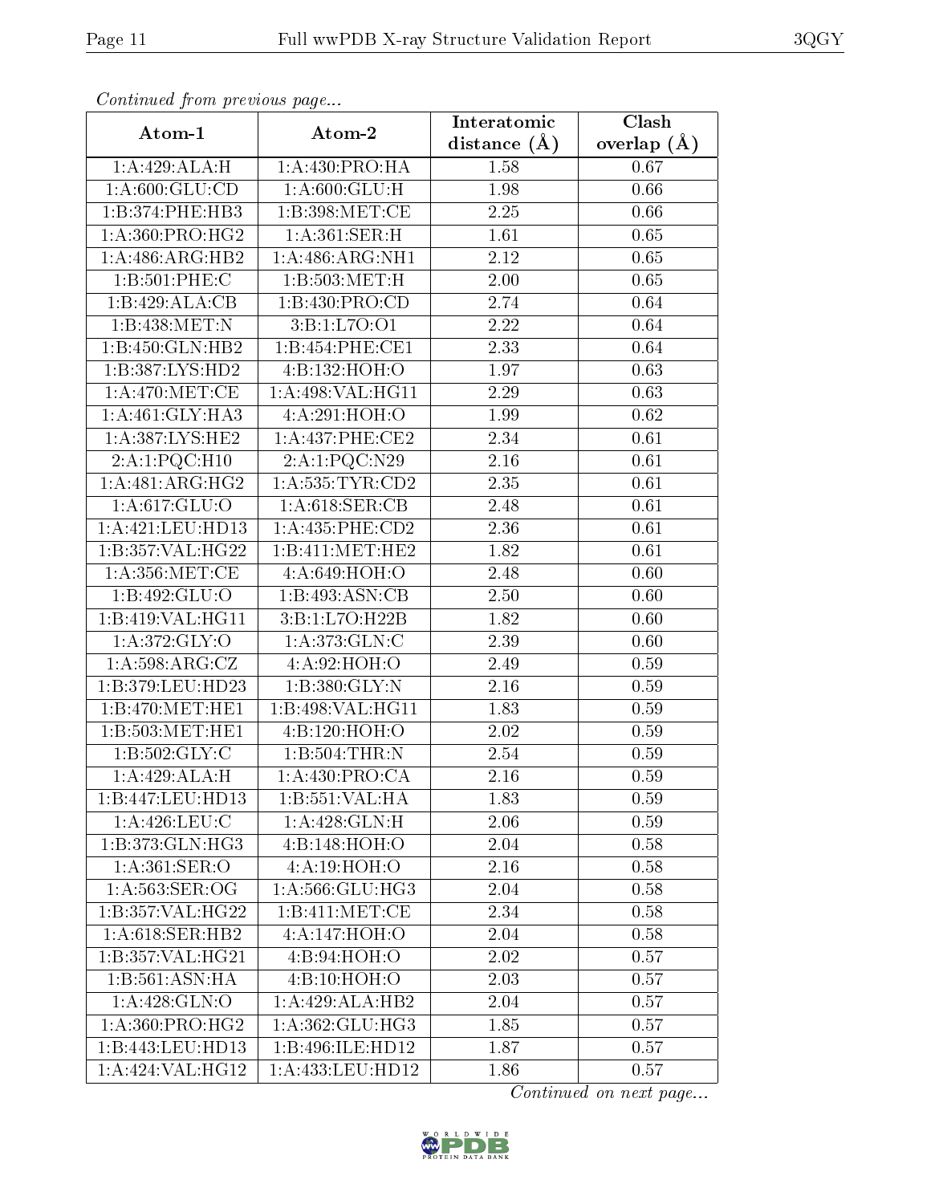*Continued from previous page...*

| Atom-1 | Atom-2 | Interatomic distance (Å) | Clash overlap (Å) |
|---|---|---|---|
| 1:A:429:ALA:H | 1:A:430:PRO:HA | 1.58 | 0.67 |
| 1:A:600:GLU:CD | 1:A:600:GLU:H | 1.98 | 0.66 |
| 1:B:374:PHE:HB3 | 1:B:398:MET:CE | 2.25 | 0.66 |
| 1:A:360:PRO:HG2 | 1:A:361:SER:H | 1.61 | 0.65 |
| 1:A:486:ARG:HB2 | 1:A:486:ARG:NH1 | 2.12 | 0.65 |
| 1:B:501:PHE:C | 1:B:503:MET:H | 2.00 | 0.65 |
| 1:B:429:ALA:CB | 1:B:430:PRO:CD | 2.74 | 0.64 |
| 1:B:438:MET:N | 3:B:1:L7O:O1 | 2.22 | 0.64 |
| 1:B:450:GLN:HB2 | 1:B:454:PHE:CE1 | 2.33 | 0.64 |
| 1:B:387:LYS:HD2 | 4:B:132:HOH:O | 1.97 | 0.63 |
| 1:A:470:MET:CE | 1:A:498:VAL:HG11 | 2.29 | 0.63 |
| 1:A:461:GLY:HA3 | 4:A:291:HOH:O | 1.99 | 0.62 |
| 1:A:387:LYS:HE2 | 1:A:437:PHE:CE2 | 2.34 | 0.61 |
| 2:A:1:PQC:H10 | 2:A:1:PQC:N29 | 2.16 | 0.61 |
| 1:A:481:ARG:HG2 | 1:A:535:TYR:CD2 | 2.35 | 0.61 |
| 1:A:617:GLU:O | 1:A:618:SER:CB | 2.48 | 0.61 |
| 1:A:421:LEU:HD13 | 1:A:435:PHE:CD2 | 2.36 | 0.61 |
| 1:B:357:VAL:HG22 | 1:B:411:MET:HE2 | 1.82 | 0.61 |
| 1:A:356:MET:CE | 4:A:649:HOH:O | 2.48 | 0.60 |
| 1:B:492:GLU:O | 1:B:493:ASN:CB | 2.50 | 0.60 |
| 1:B:419:VAL:HG11 | 3:B:1:L7O:H22B | 1.82 | 0.60 |
| 1:A:372:GLY:O | 1:A:373:GLN:C | 2.39 | 0.60 |
| 1:A:598:ARG:CZ | 4:A:92:HOH:O | 2.49 | 0.59 |
| 1:B:379:LEU:HD23 | 1:B:380:GLY:N | 2.16 | 0.59 |
| 1:B:470:MET:HE1 | 1:B:498:VAL:HG11 | 1.83 | 0.59 |
| 1:B:503:MET:HE1 | 4:B:120:HOH:O | 2.02 | 0.59 |
| 1:B:502:GLY:C | 1:B:504:THR:N | 2.54 | 0.59 |
| 1:A:429:ALA:H | 1:A:430:PRO:CA | 2.16 | 0.59 |
| 1:B:447:LEU:HD13 | 1:B:551:VAL:HA | 1.83 | 0.59 |
| 1:A:426:LEU:C | 1:A:428:GLN:H | 2.06 | 0.59 |
| 1:B:373:GLN:HG3 | 4:B:148:HOH:O | 2.04 | 0.58 |
| 1:A:361:SER:O | 4:A:19:HOH:O | 2.16 | 0.58 |
| 1:A:563:SER:OG | 1:A:566:GLU:HG3 | 2.04 | 0.58 |
| 1:B:357:VAL:HG22 | 1:B:411:MET:CE | 2.34 | 0.58 |
| 1:A:618:SER:HB2 | 4:A:147:HOH:O | 2.04 | 0.58 |
| 1:B:357:VAL:HG21 | 4:B:94:HOH:O | 2.02 | 0.57 |
| 1:B:561:ASN:HA | 4:B:10:HOH:O | 2.03 | 0.57 |
| 1:A:428:GLN:O | 1:A:429:ALA:HB2 | 2.04 | 0.57 |
| 1:A:360:PRO:HG2 | 1:A:362:GLU:HG3 | 1.85 | 0.57 |
| 1:B:443:LEU:HD13 | 1:B:496:ILE:HD12 | 1.87 | 0.57 |
| 1:A:424:VAL:HG12 | 1:A:433:LEU:HD12 | 1.86 | 0.57 |

*Continued on next page...*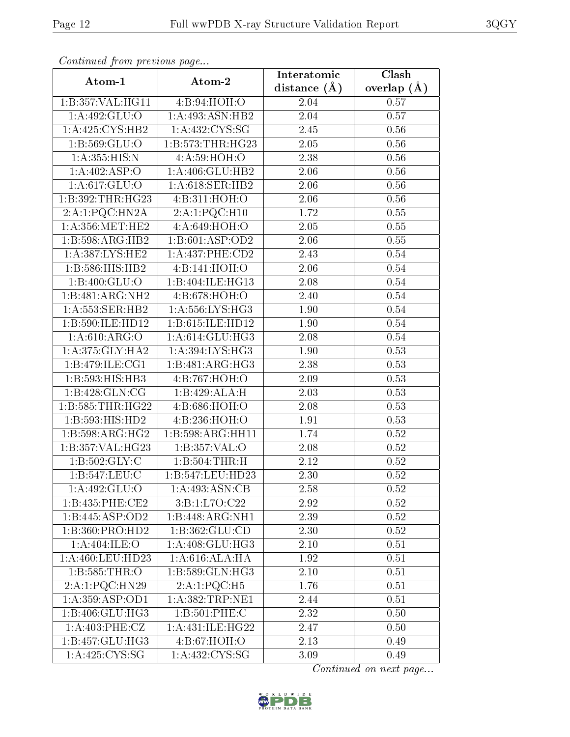*Continued from previous page...*

| Atom-1 | Atom-2 | Interatomic distance (Å) | Clash overlap (Å) |
|---|---|---|---|
| 1:B:357:VAL:HG11 | 4:B:94:HOH:O | 2.04 | 0.57 |
| 1:A:492:GLU:O | 1:A:493:ASN:HB2 | 2.04 | 0.57 |
| 1:A:425:CYS:HB2 | 1:A:432:CYS:SG | 2.45 | 0.56 |
| 1:B:569:GLU:O | 1:B:573:THR:HG23 | 2.05 | 0.56 |
| 1:A:355:HIS:N | 4:A:59:HOH:O | 2.38 | 0.56 |
| 1:A:402:ASP:O | 1:A:406:GLU:HB2 | 2.06 | 0.56 |
| 1:A:617:GLU:O | 1:A:618:SER:HB2 | 2.06 | 0.56 |
| 1:B:392:THR:HG23 | 4:B:311:HOH:O | 2.06 | 0.56 |
| 2:A:1:PQC:HN2A | 2:A:1:PQC:H10 | 1.72 | 0.55 |
| 1:A:356:MET:HE2 | 4:A:649:HOH:O | 2.05 | 0.55 |
| 1:B:598:ARG:HB2 | 1:B:601:ASP:OD2 | 2.06 | 0.55 |
| 1:A:387:LYS:HE2 | 1:A:437:PHE:CD2 | 2.43 | 0.54 |
| 1:B:586:HIS:HB2 | 4:B:141:HOH:O | 2.06 | 0.54 |
| 1:B:400:GLU:O | 1:B:404:ILE:HG13 | 2.08 | 0.54 |
| 1:B:481:ARG:NH2 | 4:B:678:HOH:O | 2.40 | 0.54 |
| 1:A:553:SER:HB2 | 1:A:556:LYS:HG3 | 1.90 | 0.54 |
| 1:B:590:ILE:HD12 | 1:B:615:ILE:HD12 | 1.90 | 0.54 |
| 1:A:610:ARG:O | 1:A:614:GLU:HG3 | 2.08 | 0.54 |
| 1:A:375:GLY:HA2 | 1:A:394:LYS:HG3 | 1.90 | 0.53 |
| 1:B:479:ILE:CG1 | 1:B:481:ARG:HG3 | 2.38 | 0.53 |
| 1:B:593:HIS:HB3 | 4:B:767:HOH:O | 2.09 | 0.53 |
| 1:B:428:GLN:CG | 1:B:429:ALA:H | 2.03 | 0.53 |
| 1:B:585:THR:HG22 | 4:B:686:HOH:O | 2.08 | 0.53 |
| 1:B:593:HIS:HD2 | 4:B:236:HOH:O | 1.91 | 0.53 |
| 1:B:598:ARG:HG2 | 1:B:598:ARG:HH11 | 1.74 | 0.52 |
| 1:B:357:VAL:HG23 | 1:B:357:VAL:O | 2.08 | 0.52 |
| 1:B:502:GLY:C | 1:B:504:THR:H | 2.12 | 0.52 |
| 1:B:547:LEU:C | 1:B:547:LEU:HD23 | 2.30 | 0.52 |
| 1:A:492:GLU:O | 1:A:493:ASN:CB | 2.58 | 0.52 |
| 1:B:435:PHE:CE2 | 3:B:1:L7O:C22 | 2.92 | 0.52 |
| 1:B:445:ASP:OD2 | 1:B:448:ARG:NH1 | 2.39 | 0.52 |
| 1:B:360:PRO:HD2 | 1:B:362:GLU:CD | 2.30 | 0.52 |
| 1:A:404:ILE:O | 1:A:408:GLU:HG3 | 2.10 | 0.51 |
| 1:A:460:LEU:HD23 | 1:A:616:ALA:HA | 1.92 | 0.51 |
| 1:B:585:THR:O | 1:B:589:GLN:HG3 | 2.10 | 0.51 |
| 2:A:1:PQC:HN29 | 2:A:1:PQC:H5 | 1.76 | 0.51 |
| 1:A:359:ASP:OD1 | 1:A:382:TRP:NE1 | 2.44 | 0.51 |
| 1:B:406:GLU:HG3 | 1:B:501:PHE:C | 2.32 | 0.50 |
| 1:A:403:PHE:CZ | 1:A:431:ILE:HG22 | 2.47 | 0.50 |
| 1:B:457:GLU:HG3 | 4:B:67:HOH:O | 2.13 | 0.49 |
| 1:A:425:CYS:SG | 1:A:432:CYS:SG | 3.09 | 0.49 |

*Continued on next page...*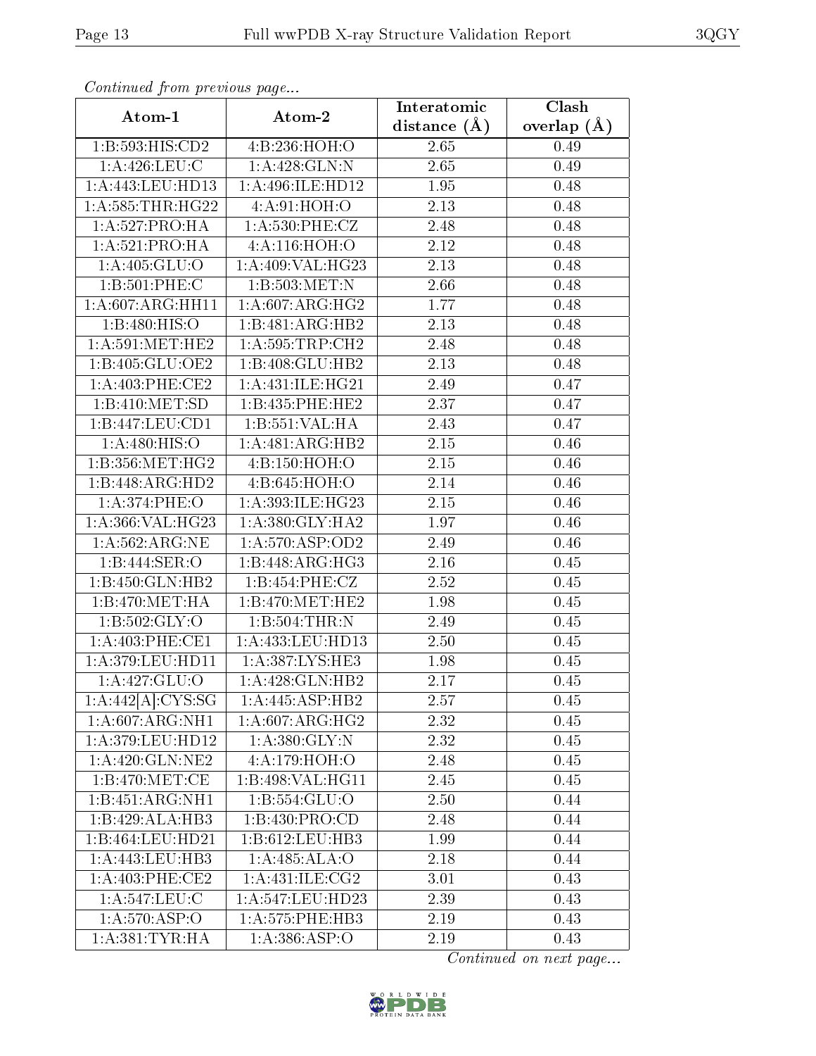*Continued from previous page...*

| Atom-1 | Atom-2 | Interatomic distance (Å) | Clash overlap (Å) |
| --- | --- | --- | --- |
| 1:B:593:HIS:CD2 | 4:B:236:HOH:O | 2.65 | 0.49 |
| 1:A:426:LEU:C | 1:A:428:GLN:N | 2.65 | 0.49 |
| 1:A:443:LEU:HD13 | 1:A:496:ILE:HD12 | 1.95 | 0.48 |
| 1:A:585:THR:HG22 | 4:A:91:HOH:O | 2.13 | 0.48 |
| 1:A:527:PRO:HA | 1:A:530:PHE:CZ | 2.48 | 0.48 |
| 1:A:521:PRO:HA | 4:A:116:HOH:O | 2.12 | 0.48 |
| 1:A:405:GLU:O | 1:A:409:VAL:HG23 | 2.13 | 0.48 |
| 1:B:501:PHE:C | 1:B:503:MET:N | 2.66 | 0.48 |
| 1:A:607:ARG:HH11 | 1:A:607:ARG:HG2 | 1.77 | 0.48 |
| 1:B:480:HIS:O | 1:B:481:ARG:HB2 | 2.13 | 0.48 |
| 1:A:591:MET:HE2 | 1:A:595:TRP:CH2 | 2.48 | 0.48 |
| 1:B:405:GLU:OE2 | 1:B:408:GLU:HB2 | 2.13 | 0.48 |
| 1:A:403:PHE:CE2 | 1:A:431:ILE:HG21 | 2.49 | 0.47 |
| 1:B:410:MET:SD | 1:B:435:PHE:HE2 | 2.37 | 0.47 |
| 1:B:447:LEU:CD1 | 1:B:551:VAL:HA | 2.43 | 0.47 |
| 1:A:480:HIS:O | 1:A:481:ARG:HB2 | 2.15 | 0.46 |
| 1:B:356:MET:HG2 | 4:B:150:HOH:O | 2.15 | 0.46 |
| 1:B:448:ARG:HD2 | 4:B:645:HOH:O | 2.14 | 0.46 |
| 1:A:374:PHE:O | 1:A:393:ILE:HG23 | 2.15 | 0.46 |
| 1:A:366:VAL:HG23 | 1:A:380:GLY:HA2 | 1.97 | 0.46 |
| 1:A:562:ARG:NE | 1:A:570:ASP:OD2 | 2.49 | 0.46 |
| 1:B:444:SER:O | 1:B:448:ARG:HG3 | 2.16 | 0.45 |
| 1:B:450:GLN:HB2 | 1:B:454:PHE:CZ | 2.52 | 0.45 |
| 1:B:470:MET:HA | 1:B:470:MET:HE2 | 1.98 | 0.45 |
| 1:B:502:GLY:O | 1:B:504:THR:N | 2.49 | 0.45 |
| 1:A:403:PHE:CE1 | 1:A:433:LEU:HD13 | 2.50 | 0.45 |
| 1:A:379:LEU:HD11 | 1:A:387:LYS:HE3 | 1.98 | 0.45 |
| 1:A:427:GLU:O | 1:A:428:GLN:HB2 | 2.17 | 0.45 |
| 1:A:442[A]:CYS:SG | 1:A:445:ASP:HB2 | 2.57 | 0.45 |
| 1:A:607:ARG:NH1 | 1:A:607:ARG:HG2 | 2.32 | 0.45 |
| 1:A:379:LEU:HD12 | 1:A:380:GLY:N | 2.32 | 0.45 |
| 1:A:420:GLN:NE2 | 4:A:179:HOH:O | 2.48 | 0.45 |
| 1:B:470:MET:CE | 1:B:498:VAL:HG11 | 2.45 | 0.45 |
| 1:B:451:ARG:NH1 | 1:B:554:GLU:O | 2.50 | 0.44 |
| 1:B:429:ALA:HB3 | 1:B:430:PRO:CD | 2.48 | 0.44 |
| 1:B:464:LEU:HD21 | 1:B:612:LEU:HB3 | 1.99 | 0.44 |
| 1:A:443:LEU:HB3 | 1:A:485:ALA:O | 2.18 | 0.44 |
| 1:A:403:PHE:CE2 | 1:A:431:ILE:CG2 | 3.01 | 0.43 |
| 1:A:547:LEU:C | 1:A:547:LEU:HD23 | 2.39 | 0.43 |
| 1:A:570:ASP:O | 1:A:575:PHE:HB3 | 2.19 | 0.43 |
| 1:A:381:TYR:HA | 1:A:386:ASP:O | 2.19 | 0.43 |

*Continued on next page...*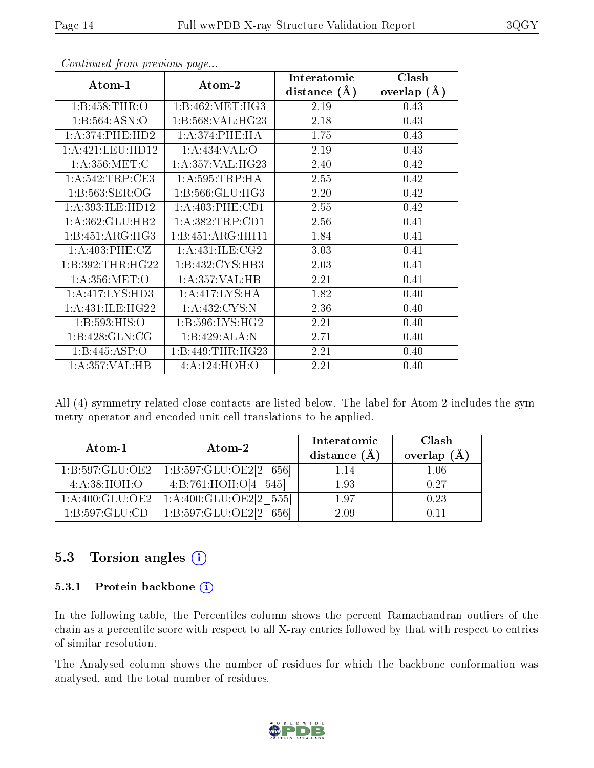*Continued from previous page...*

| Atom-1 | Atom-2 | Interatomic distance (Å) | Clash overlap (Å) |
|---|---|---|---|
| 1:B:458:THR:O | 1:B:462:MET:HG3 | 2.19 | 0.43 |
| 1:B:564:ASN:O | 1:B:568:VAL:HG23 | 2.18 | 0.43 |
| 1:A:374:PHE:HD2 | 1:A:374:PHE:HA | 1.75 | 0.43 |
| 1:A:421:LEU:HD12 | 1:A:434:VAL:O | 2.19 | 0.43 |
| 1:A:356:MET:C | 1:A:357:VAL:HG23 | 2.40 | 0.42 |
| 1:A:542:TRP:CE3 | 1:A:595:TRP:HA | 2.55 | 0.42 |
| 1:B:563:SER:OG | 1:B:566:GLU:HG3 | 2.20 | 0.42 |
| 1:A:393:ILE:HD12 | 1:A:403:PHE:CD1 | 2.55 | 0.42 |
| 1:A:362:GLU:HB2 | 1:A:382:TRP:CD1 | 2.56 | 0.41 |
| 1:B:451:ARG:HG3 | 1:B:451:ARG:HH11 | 1.84 | 0.41 |
| 1:A:403:PHE:CZ | 1:A:431:ILE:CG2 | 3.03 | 0.41 |
| 1:B:392:THR:HG22 | 1:B:432:CYS:HB3 | 2.03 | 0.41 |
| 1:A:356:MET:O | 1:A:357:VAL:HB | 2.21 | 0.41 |
| 1:A:417:LYS:HD3 | 1:A:417:LYS:HA | 1.82 | 0.40 |
| 1:A:431:ILE:HG22 | 1:A:432:CYS:N | 2.36 | 0.40 |
| 1:B:593:HIS:O | 1:B:596:LYS:HG2 | 2.21 | 0.40 |
| 1:B:428:GLN:CG | 1:B:429:ALA:N | 2.71 | 0.40 |
| 1:B:445:ASP:O | 1:B:449:THR:HG23 | 2.21 | 0.40 |
| 1:A:357:VAL:HB | 4:A:124:HOH:O | 2.21 | 0.40 |

All (4) symmetry-related close contacts are listed below. The label for Atom-2 includes the symmetry operator and encoded unit-cell translations to be applied.

| Atom-1 | Atom-2 | Interatomic distance (Å) | Clash overlap (Å) |
|---|---|---|---|
| 1:B:597:GLU:OE2 | 1:B:597:GLU:OE2[2_656] | 1.14 | 1.06 |
| 4:A:38:HOH:O | 4:B:761:HOH:O[4_545] | 1.93 | 0.27 |
| 1:A:400:GLU:OE2 | 1:A:400:GLU:OE2[2_555] | 1.97 | 0.23 |
| 1:B:597:GLU:CD | 1:B:597:GLU:OE2[2_656] | 2.09 | 0.11 |

## 5.3 Torsion angles

### 5.3.1 Protein backbone

In the following table, the Percentiles column shows the percent Ramachandran outliers of the chain as a percentile score with respect to all X-ray entries followed by that with respect to entries of similar resolution.

The Analysed column shows the number of residues for which the backbone conformation was analysed, and the total number of residues.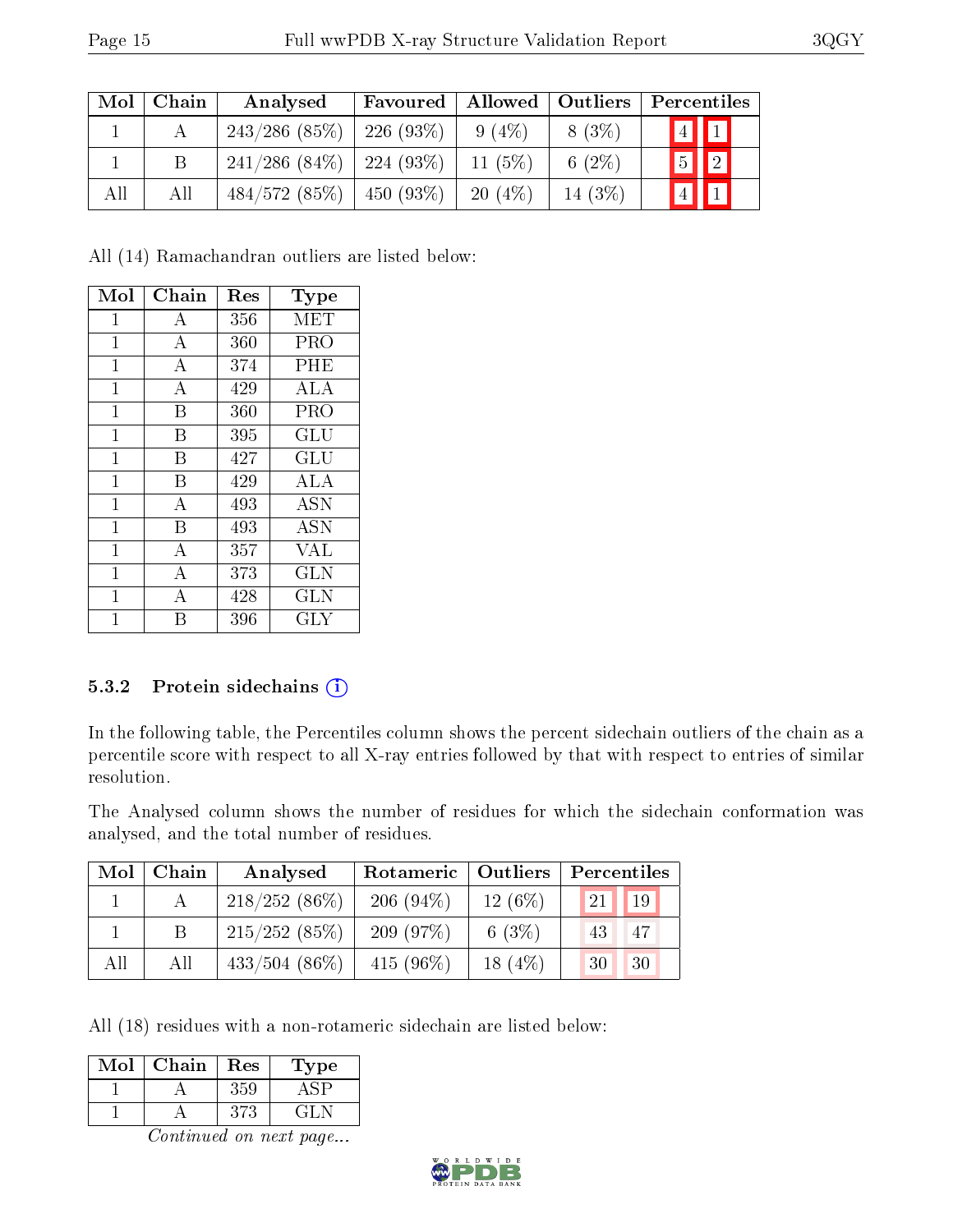| Mol | Chain | Analysed | Favoured | Allowed | Outliers | Percentiles | |
|---|---|---|---|---|---|---|---|
| 1 | A | 243/286 (85%) | 226 (93%) | 9 (4%) | 8 (3%) | 4 | 1 |
| 1 | B | 241/286 (84%) | 224 (93%) | 11 (5%) | 6 (2%) | 5 | 2 |
| All | All | 484/572 (85%) | 450 (93%) | 20 (4%) | 14 (3%) | 4 | 1 |

All (14) Ramachandran outliers are listed below:

| Mol | Chain | Res | Type |
|---|---|---|---|
| 1 | A | 356 | MET |
| 1 | A | 360 | PRO |
| 1 | A | 374 | PHE |
| 1 | A | 429 | ALA |
| 1 | B | 360 | PRO |
| 1 | B | 395 | GLU |
| 1 | B | 427 | GLU |
| 1 | B | 429 | ALA |
| 1 | A | 493 | ASN |
| 1 | B | 493 | ASN |
| 1 | A | 357 | VAL |
| 1 | A | 373 | GLN |
| 1 | A | 428 | GLN |
| 1 | B | 396 | GLY |

### 5.3.2 Protein sidechains

In the following table, the Percentiles column shows the percent sidechain outliers of the chain as a percentile score with respect to all X-ray entries followed by that with respect to entries of similar resolution.

The Analysed column shows the number of residues for which the sidechain conformation was analysed, and the total number of residues.

| Mol | Chain | Analysed | Rotameric | Outliers | Percentiles | |
|---|---|---|---|---|---|---|
| 1 | A | 218/252 (86%) | 206 (94%) | 12 (6%) | 21 | 19 |
| 1 | B | 215/252 (85%) | 209 (97%) | 6 (3%) | 43 | 47 |
| All | All | 433/504 (86%) | 415 (96%) | 18 (4%) | 30 | 30 |

All (18) residues with a non-rotameric sidechain are listed below:

| Mol | Chain | Res | Type |
|---|---|---|---|
| 1 | A | 359 | ASP |
| 1 | A | 373 | GLN |

*Continued on next page...*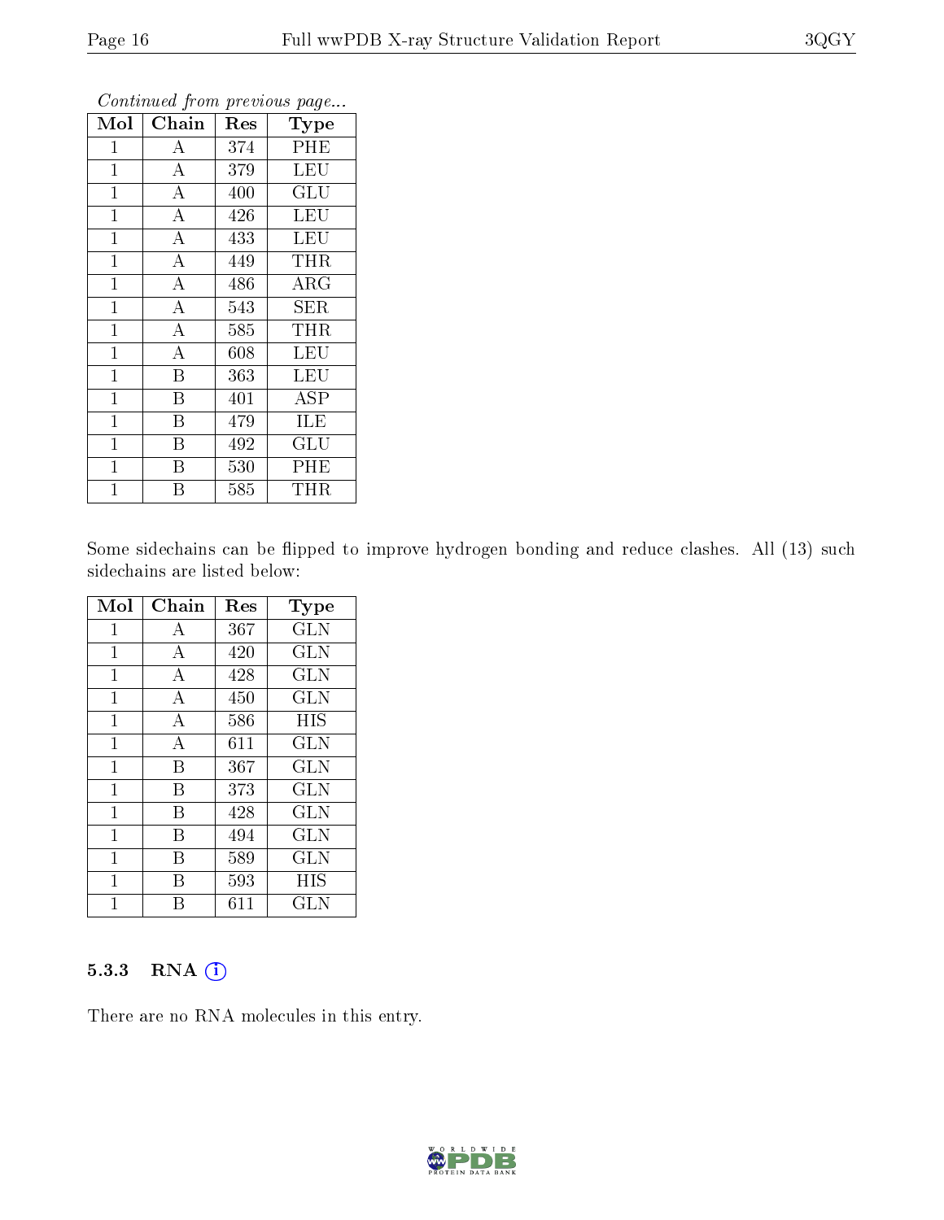*Continued from previous page...*

| Mol | Chain | Res | Type |
|---|---|---|---|
| 1 | A | 374 | PHE |
| 1 | A | 379 | LEU |
| 1 | A | 400 | GLU |
| 1 | A | 426 | LEU |
| 1 | A | 433 | LEU |
| 1 | A | 449 | THR |
| 1 | A | 486 | ARG |
| 1 | A | 543 | SER |
| 1 | A | 585 | THR |
| 1 | A | 608 | LEU |
| 1 | B | 363 | LEU |
| 1 | B | 401 | ASP |
| 1 | B | 479 | ILE |
| 1 | B | 492 | GLU |
| 1 | B | 530 | PHE |
| 1 | B | 585 | THR |

Some sidechains can be flipped to improve hydrogen bonding and reduce clashes. All (13) such sidechains are listed below:

| Mol | Chain | Res | Type |
|---|---|---|---|
| 1 | A | 367 | GLN |
| 1 | A | 420 | GLN |
| 1 | A | 428 | GLN |
| 1 | A | 450 | GLN |
| 1 | A | 586 | HIS |
| 1 | A | 611 | GLN |
| 1 | B | 367 | GLN |
| 1 | B | 373 | GLN |
| 1 | B | 428 | GLN |
| 1 | B | 494 | GLN |
| 1 | B | 589 | GLN |
| 1 | B | 593 | HIS |
| 1 | B | 611 | GLN |

### 5.3.3 RNA

There are no RNA molecules in this entry.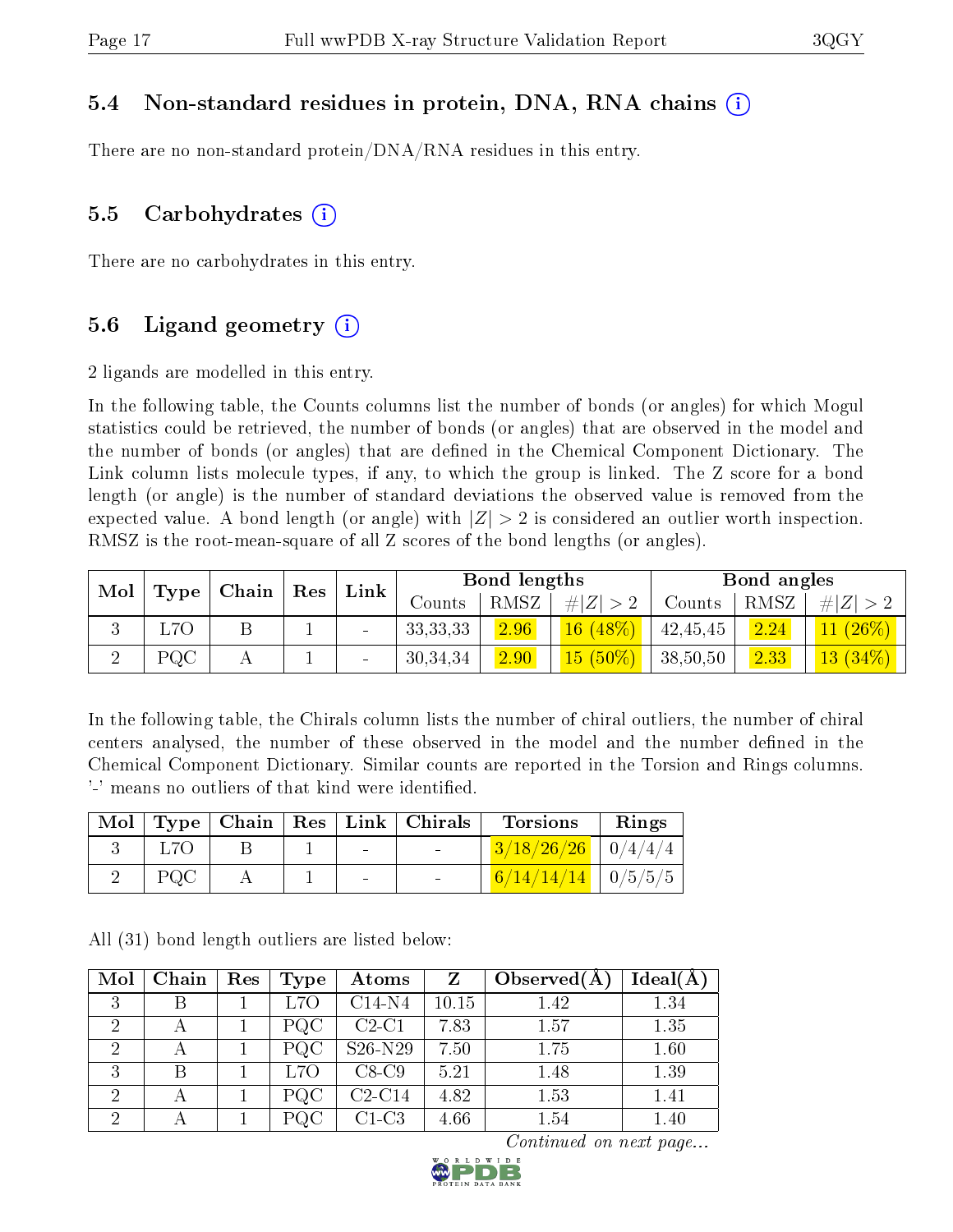### 5.4 Non-standard residues in protein, DNA, RNA chains

There are no non-standard protein/DNA/RNA residues in this entry.

### 5.5 Carbohydrates

There are no carbohydrates in this entry.

### 5.6 Ligand geometry

2 ligands are modelled in this entry.

In the following table, the Counts columns list the number of bonds (or angles) for which Mogul statistics could be retrieved, the number of bonds (or angles) that are observed in the model and the number of bonds (or angles) that are defined in the Chemical Component Dictionary. The Link column lists molecule types, if any, to which the group is linked. The Z score for a bond length (or angle) is the number of standard deviations the observed value is removed from the expected value. A bond length (or angle) with $|Z| > 2$ is considered an outlier worth inspection. RMSZ is the root-mean-square of all Z scores of the bond lengths (or angles).

| Mol | Type | Chain | Res | Link | Bond lengths | | | Bond angles | | |
|---|---|---|---|---|---|---|---|---|---|---|
| | | | | | Counts | RMSZ | #$\|Z\|>2$ | Counts | RMSZ | #$\|Z\|>2$ |
| 3 | L7O | B | 1 | - | 33,33,33 | 2.96 | 16 (48%) | 42,45,45 | 2.24 | 11 (26%) |
| 2 | PQC | A | 1 | - | 30,34,34 | 2.90 | 15 (50%) | 38,50,50 | 2.33 | 13 (34%) |

In the following table, the Chirals column lists the number of chiral outliers, the number of chiral centers analysed, the number of these observed in the model and the number defined in the Chemical Component Dictionary. Similar counts are reported in the Torsion and Rings columns. '-' means no outliers of that kind were identified.

| Mol | Type | Chain | Res | Link | Chirals | Torsions | Rings |
|---|---|---|---|---|---|---|---|
| 3 | L7O | B | 1 | - | - | 3/18/26/26 | 0/4/4/4 |
| 2 | PQC | A | 1 | - | - | 6/14/14/14 | 0/5/5/5 |

All (31) bond length outliers are listed below:

| Mol | Chain | Res | Type | Atoms | Z | Observed(Å) | Ideal(Å) |
|---|---|---|---|---|---|---|---|
| 3 | B | 1 | L7O | C14-N4 | 10.15 | 1.42 | 1.34 |
| 2 | A | 1 | PQC | C2-C1 | 7.83 | 1.57 | 1.35 |
| 2 | A | 1 | PQC | S26-N29 | 7.50 | 1.75 | 1.60 |
| 3 | B | 1 | L7O | C8-C9 | 5.21 | 1.48 | 1.39 |
| 2 | A | 1 | PQC | C2-C14 | 4.82 | 1.53 | 1.41 |
| 2 | A | 1 | PQC | C1-C3 | 4.66 | 1.54 | 1.40 |

*Continued on next page...*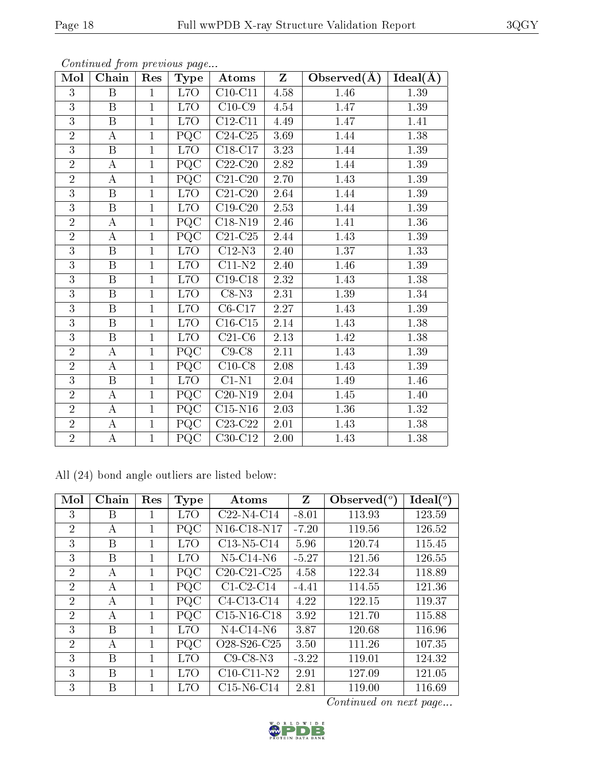*Continued from previous page...*

| Mol | Chain | Res | Type | Atoms | Z | Observed(Å) | Ideal(Å) |
|---|---|---|---|---|---|---|---|
| 3 | B | 1 | L7O | C10-C11 | 4.58 | 1.46 | 1.39 |
| 3 | B | 1 | L7O | C10-C9 | 4.54 | 1.47 | 1.39 |
| 3 | B | 1 | L7O | C12-C11 | 4.49 | 1.47 | 1.41 |
| 2 | A | 1 | PQC | C24-C25 | 3.69 | 1.44 | 1.38 |
| 3 | B | 1 | L7O | C18-C17 | 3.23 | 1.44 | 1.39 |
| 2 | A | 1 | PQC | C22-C20 | 2.82 | 1.44 | 1.39 |
| 2 | A | 1 | PQC | C21-C20 | 2.70 | 1.43 | 1.39 |
| 3 | B | 1 | L7O | C21-C20 | 2.64 | 1.44 | 1.39 |
| 3 | B | 1 | L7O | C19-C20 | 2.53 | 1.44 | 1.39 |
| 2 | A | 1 | PQC | C18-N19 | 2.46 | 1.41 | 1.36 |
| 2 | A | 1 | PQC | C21-C25 | 2.44 | 1.43 | 1.39 |
| 3 | B | 1 | L7O | C12-N3 | 2.40 | 1.37 | 1.33 |
| 3 | B | 1 | L7O | C11-N2 | 2.40 | 1.46 | 1.39 |
| 3 | B | 1 | L7O | C19-C18 | 2.32 | 1.43 | 1.38 |
| 3 | B | 1 | L7O | C8-N3 | 2.31 | 1.39 | 1.34 |
| 3 | B | 1 | L7O | C6-C17 | 2.27 | 1.43 | 1.39 |
| 3 | B | 1 | L7O | C16-C15 | 2.14 | 1.43 | 1.38 |
| 3 | B | 1 | L7O | C21-C6 | 2.13 | 1.42 | 1.38 |
| 2 | A | 1 | PQC | C9-C8 | 2.11 | 1.43 | 1.39 |
| 2 | A | 1 | PQC | C10-C8 | 2.08 | 1.43 | 1.39 |
| 3 | B | 1 | L7O | C1-N1 | 2.04 | 1.49 | 1.46 |
| 2 | A | 1 | PQC | C20-N19 | 2.04 | 1.45 | 1.40 |
| 2 | A | 1 | PQC | C15-N16 | 2.03 | 1.36 | 1.32 |
| 2 | A | 1 | PQC | C23-C22 | 2.01 | 1.43 | 1.38 |
| 2 | A | 1 | PQC | C30-C12 | 2.00 | 1.43 | 1.38 |

All (24) bond angle outliers are listed below:

| Mol | Chain | Res | Type | Atoms | Z | Observed(°) | Ideal(°) |
|---|---|---|---|---|---|---|---|
| 3 | B | 1 | L7O | C22-N4-C14 | -8.01 | 113.93 | 123.59 |
| 2 | A | 1 | PQC | N16-C18-N17 | -7.20 | 119.56 | 126.52 |
| 3 | B | 1 | L7O | C13-N5-C14 | 5.96 | 120.74 | 115.45 |
| 3 | B | 1 | L7O | N5-C14-N6 | -5.27 | 121.56 | 126.55 |
| 2 | A | 1 | PQC | C20-C21-C25 | 4.58 | 122.34 | 118.89 |
| 2 | A | 1 | PQC | C1-C2-C14 | -4.41 | 114.55 | 121.36 |
| 2 | A | 1 | PQC | C4-C13-C14 | 4.22 | 122.15 | 119.37 |
| 2 | A | 1 | PQC | C15-N16-C18 | 3.92 | 121.70 | 115.88 |
| 3 | B | 1 | L7O | N4-C14-N6 | 3.87 | 120.68 | 116.96 |
| 2 | A | 1 | PQC | O28-S26-C25 | 3.50 | 111.26 | 107.35 |
| 3 | B | 1 | L7O | C9-C8-N3 | -3.22 | 119.01 | 124.32 |
| 3 | B | 1 | L7O | C10-C11-N2 | 2.91 | 127.09 | 121.05 |
| 3 | B | 1 | L7O | C15-N6-C14 | 2.81 | 119.00 | 116.69 |

*Continued on next page...*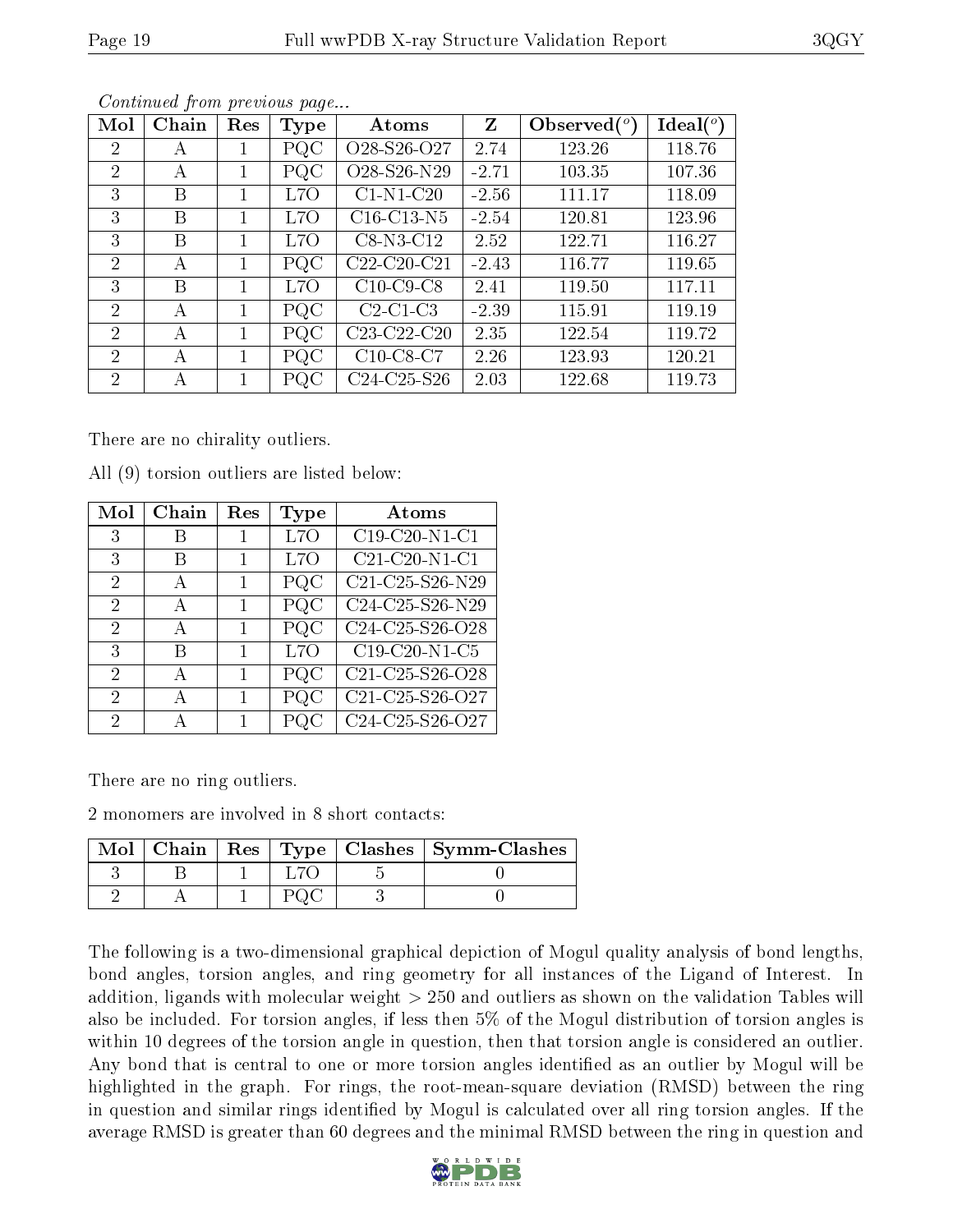*Continued from previous page...*

| Mol | Chain | Res | Type | Atoms | Z | Observed(°) | Ideal(°) |
|---|---|---|---|---|---|---|---|
| 2 | A | 1 | PQC | O28-S26-O27 | 2.74 | 123.26 | 118.76 |
| 2 | A | 1 | PQC | O28-S26-N29 | -2.71 | 103.35 | 107.36 |
| 3 | B | 1 | L7O | C1-N1-C20 | -2.56 | 111.17 | 118.09 |
| 3 | B | 1 | L7O | C16-C13-N5 | -2.54 | 120.81 | 123.96 |
| 3 | B | 1 | L7O | C8-N3-C12 | 2.52 | 122.71 | 116.27 |
| 2 | A | 1 | PQC | C22-C20-C21 | -2.43 | 116.77 | 119.65 |
| 3 | B | 1 | L7O | C10-C9-C8 | 2.41 | 119.50 | 117.11 |
| 2 | A | 1 | PQC | C2-C1-C3 | -2.39 | 115.91 | 119.19 |
| 2 | A | 1 | PQC | C23-C22-C20 | 2.35 | 122.54 | 119.72 |
| 2 | A | 1 | PQC | C10-C8-C7 | 2.26 | 123.93 | 120.21 |
| 2 | A | 1 | PQC | C24-C25-S26 | 2.03 | 122.68 | 119.73 |

There are no chirality outliers.

All (9) torsion outliers are listed below:

| Mol | Chain | Res | Type | Atoms |
|---|---|---|---|---|
| 3 | B | 1 | L7O | C19-C20-N1-C1 |
| 3 | B | 1 | L7O | C21-C20-N1-C1 |
| 2 | A | 1 | PQC | C21-C25-S26-N29 |
| 2 | A | 1 | PQC | C24-C25-S26-N29 |
| 2 | A | 1 | PQC | C24-C25-S26-O28 |
| 3 | B | 1 | L7O | C19-C20-N1-C5 |
| 2 | A | 1 | PQC | C21-C25-S26-O28 |
| 2 | A | 1 | PQC | C21-C25-S26-O27 |
| 2 | A | 1 | PQC | C24-C25-S26-O27 |

There are no ring outliers.

2 monomers are involved in 8 short contacts:

| Mol | Chain | Res | Type | Clashes | Symm-Clashes |
|---|---|---|---|---|---|
| 3 | B | 1 | L7O | 5 | 0 |
| 2 | A | 1 | PQC | 3 | 0 |

The following is a two-dimensional graphical depiction of Mogul quality analysis of bond lengths, bond angles, torsion angles, and ring geometry for all instances of the Ligand of Interest. In addition, ligands with molecular weight > 250 and outliers as shown on the validation Tables will also be included. For torsion angles, if less then 5% of the Mogul distribution of torsion angles is within 10 degrees of the torsion angle in question, then that torsion angle is considered an outlier. Any bond that is central to one or more torsion angles identified as an outlier by Mogul will be highlighted in the graph. For rings, the root-mean-square deviation (RMSD) between the ring in question and similar rings identified by Mogul is calculated over all ring torsion angles. If the average RMSD is greater than 60 degrees and the minimal RMSD between the ring in question and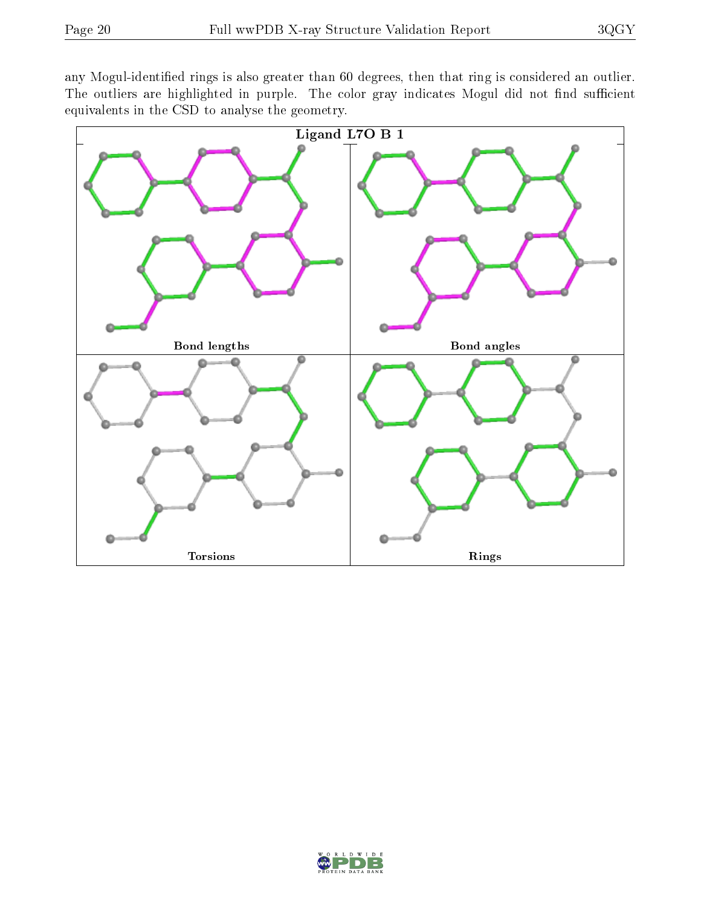any Mogul-identified rings is also greater than 60 degrees, then that ring is considered an outlier. The outliers are highlighted in purple. The color gray indicates Mogul did not find sufficient equivalents in the CSD to analyse the geometry.

Ligand L7O B 1

Bond lengths

Bond angles

Torsions

Rings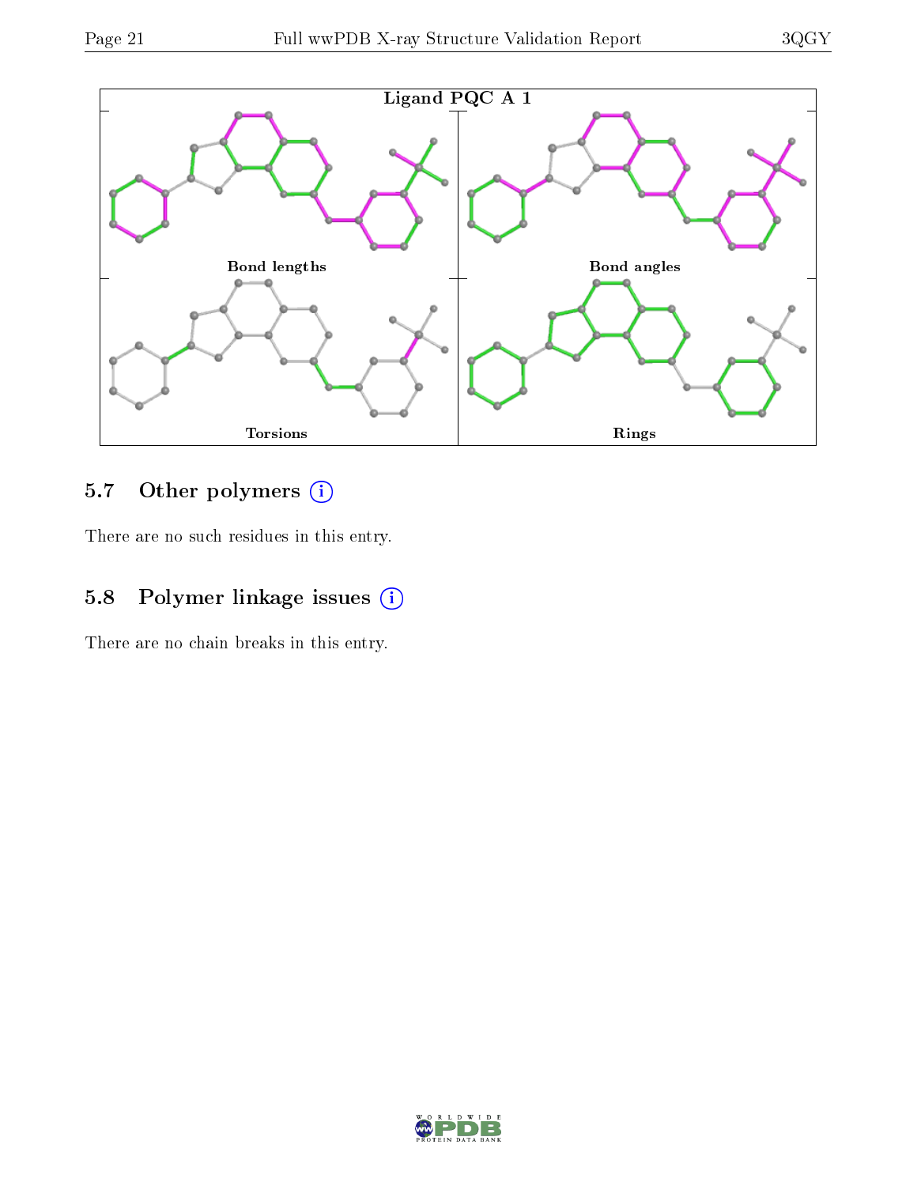Ligand PQC A 1

Bond lengths

Bond angles

Torsions

Rings

## 5.7 Other polymers (i)

There are no such residues in this entry.

## 5.8 Polymer linkage issues (i)

There are no chain breaks in this entry.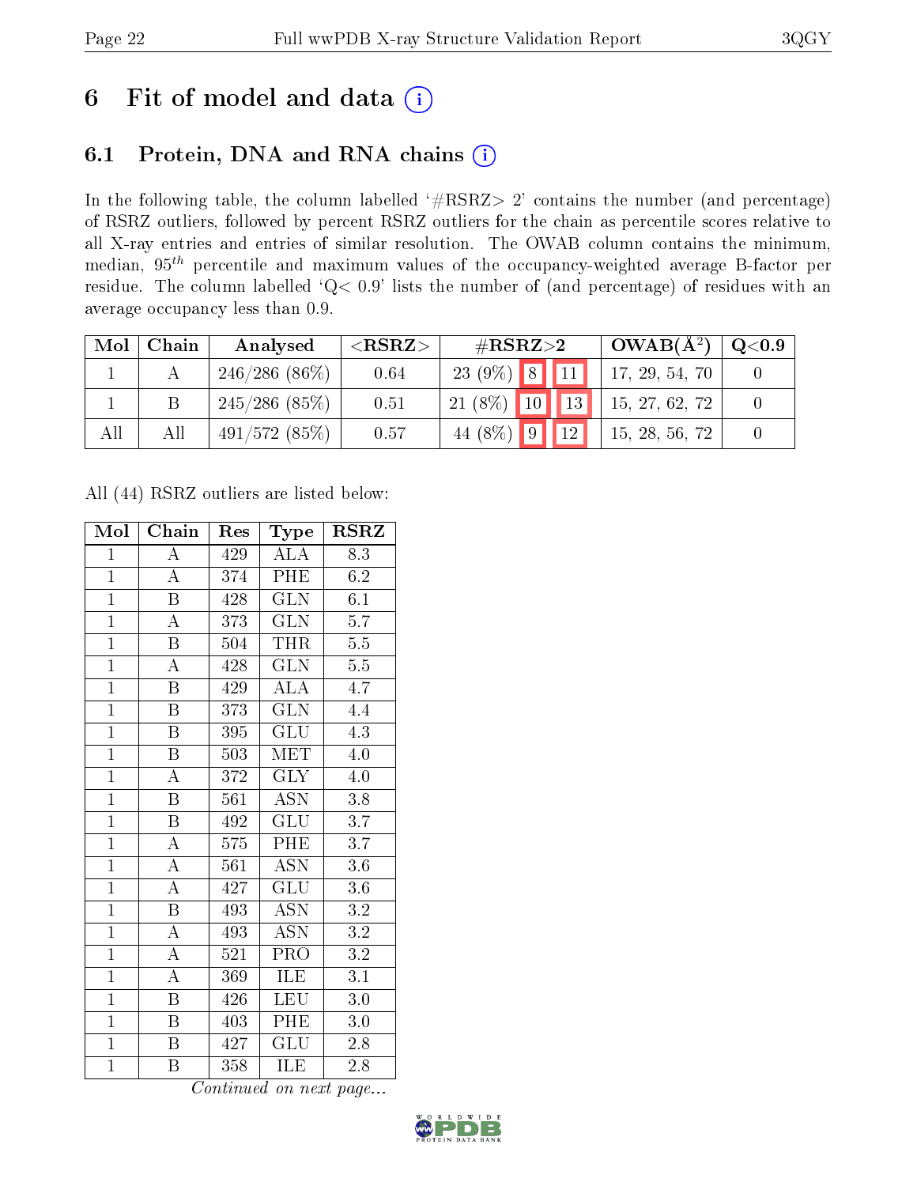# 6 Fit of model and data

## 6.1 Protein, DNA and RNA chains

In the following table, the column labelled '#RSRZ> 2' contains the number (and percentage) of RSRZ outliers, followed by percent RSRZ outliers for the chain as percentile scores relative to all X-ray entries and entries of similar resolution. The OWAB column contains the minimum, median, $95^{th}$ percentile and maximum values of the occupancy-weighted average B-factor per residue. The column labelled 'Q< 0.9' lists the number of (and percentage) of residues with an average occupancy less than 0.9.

| Mol | Chain | Analysed | <RSRZ> | #RSRZ>2 | | | OWAB(Å$^2$) | Q<0.9 |
|---|---|---|---|---|---|---|---|---|
| 1 | A | 246/286 (86%) | 0.64 | 23 (9%) | 8 | 11 | 17, 29, 54, 70 | 0 |
| 1 | B | 245/286 (85%) | 0.51 | 21 (8%) | 10 | 13 | 15, 27, 62, 72 | 0 |
| All | All | 491/572 (85%) | 0.57 | 44 (8%) | 9 | 12 | 15, 28, 56, 72 | 0 |

All (44) RSRZ outliers are listed below:

| Mol | Chain | Res | Type | RSRZ |
|---|---|---|---|---|
| 1 | A | 429 | ALA | 8.3 |
| 1 | A | 374 | PHE | 6.2 |
| 1 | B | 428 | GLN | 6.1 |
| 1 | A | 373 | GLN | 5.7 |
| 1 | B | 504 | THR | 5.5 |
| 1 | A | 428 | GLN | 5.5 |
| 1 | B | 429 | ALA | 4.7 |
| 1 | B | 373 | GLN | 4.4 |
| 1 | B | 395 | GLU | 4.3 |
| 1 | B | 503 | MET | 4.0 |
| 1 | A | 372 | GLY | 4.0 |
| 1 | B | 561 | ASN | 3.8 |
| 1 | B | 492 | GLU | 3.7 |
| 1 | A | 575 | PHE | 3.7 |
| 1 | A | 561 | ASN | 3.6 |
| 1 | A | 427 | GLU | 3.6 |
| 1 | B | 493 | ASN | 3.2 |
| 1 | A | 493 | ASN | 3.2 |
| 1 | A | 521 | PRO | 3.2 |
| 1 | A | 369 | ILE | 3.1 |
| 1 | B | 426 | LEU | 3.0 |
| 1 | B | 403 | PHE | 3.0 |
| 1 | B | 427 | GLU | 2.8 |
| 1 | B | 358 | ILE | 2.8 |

*Continued on next page...*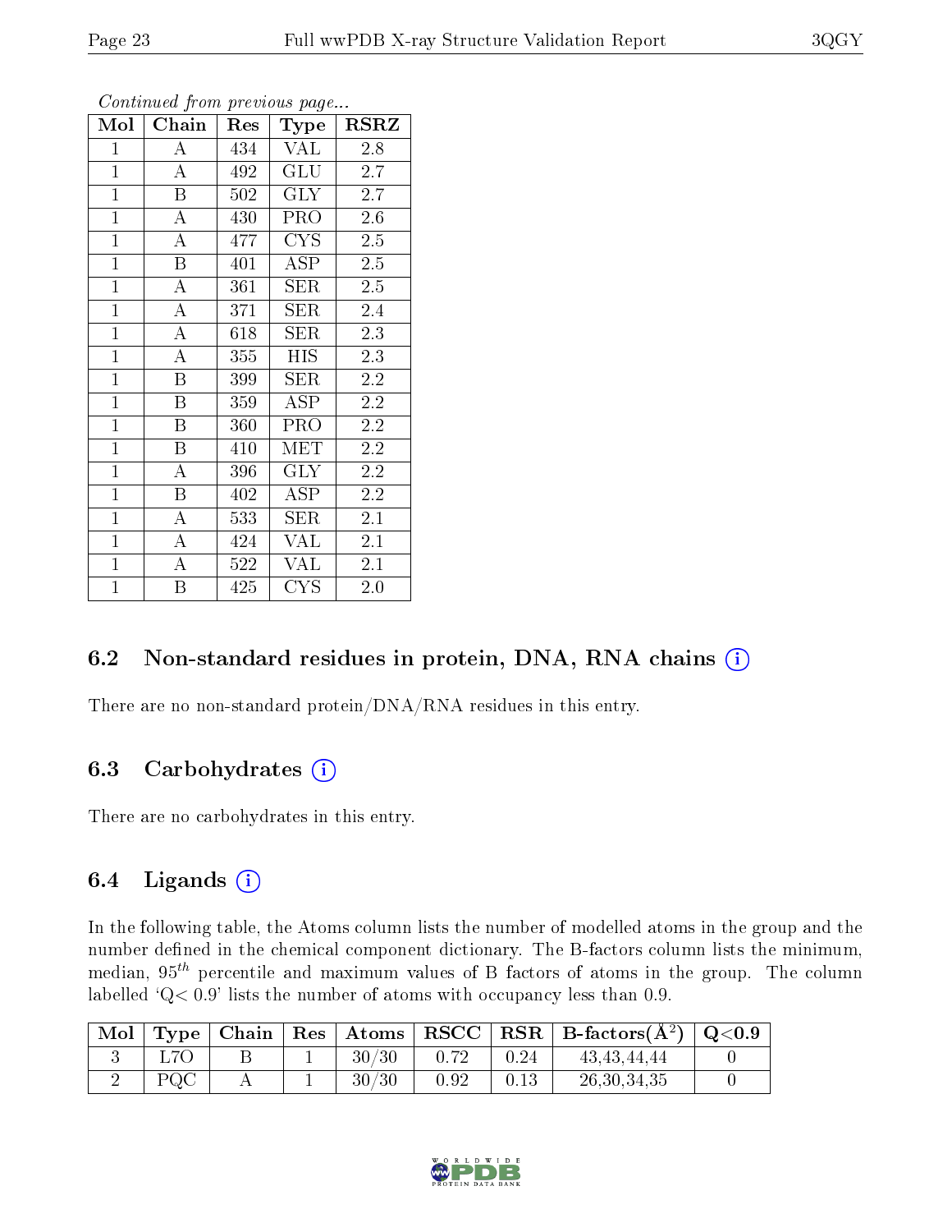*Continued from previous page...*

| Mol | Chain | Res | Type | RSRZ |
|---|---|---|---|---|
| 1 | A | 434 | VAL | 2.8 |
| 1 | A | 492 | GLU | 2.7 |
| 1 | B | 502 | GLY | 2.7 |
| 1 | A | 430 | PRO | 2.6 |
| 1 | A | 477 | CYS | 2.5 |
| 1 | B | 401 | ASP | 2.5 |
| 1 | A | 361 | SER | 2.5 |
| 1 | A | 371 | SER | 2.4 |
| 1 | A | 618 | SER | 2.3 |
| 1 | A | 355 | HIS | 2.3 |
| 1 | B | 399 | SER | 2.2 |
| 1 | B | 359 | ASP | 2.2 |
| 1 | B | 360 | PRO | 2.2 |
| 1 | B | 410 | MET | 2.2 |
| 1 | A | 396 | GLY | 2.2 |
| 1 | B | 402 | ASP | 2.2 |
| 1 | A | 533 | SER | 2.1 |
| 1 | A | 424 | VAL | 2.1 |
| 1 | A | 522 | VAL | 2.1 |
| 1 | B | 425 | CYS | 2.0 |

## 6.2 Non-standard residues in protein, DNA, RNA chains

There are no non-standard protein/DNA/RNA residues in this entry.

## 6.3 Carbohydrates

There are no carbohydrates in this entry.

## 6.4 Ligands

In the following table, the Atoms column lists the number of modelled atoms in the group and the number defined in the chemical component dictionary. The B-factors column lists the minimum, median, $95^{th}$ percentile and maximum values of B factors of atoms in the group. The column labelled 'Q< 0.9' lists the number of atoms with occupancy less than 0.9.

| Mol | Type | Chain | Res | Atoms | RSCC | RSR | B-factors($Å^2$) | Q<0.9 |
|---|---|---|---|---|---|---|---|---|
| 3 | L7O | B | 1 | 30/30 | 0.72 | 0.24 | 43,43,44,44 | 0 |
| 2 | PQC | A | 1 | 30/30 | 0.92 | 0.13 | 26,30,34,35 | 0 |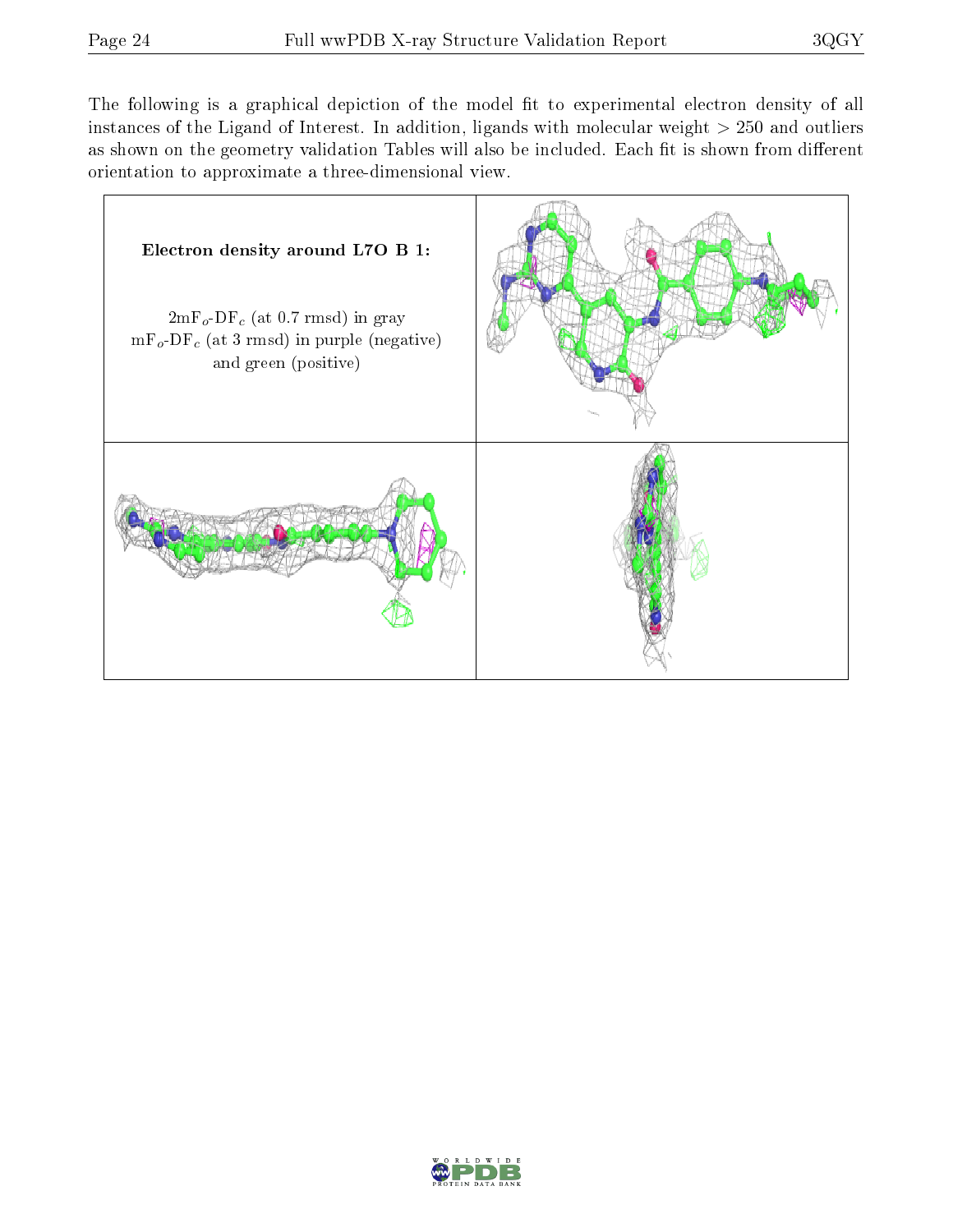The following is a graphical depiction of the model fit to experimental electron density of all instances of the Ligand of Interest. In addition, ligands with molecular weight > 250 and outliers as shown on the geometry validation Tables will also be included. Each fit is shown from different orientation to approximate a three-dimensional view.

| **Electron density around L7O B 1:** $2mF_o$-$DF_c$ (at 0.7 rmsd) in gray $mF_o$-$DF_c$ (at 3 rmsd) in purple (negative) and green (positive) | |
|---|---|
| | |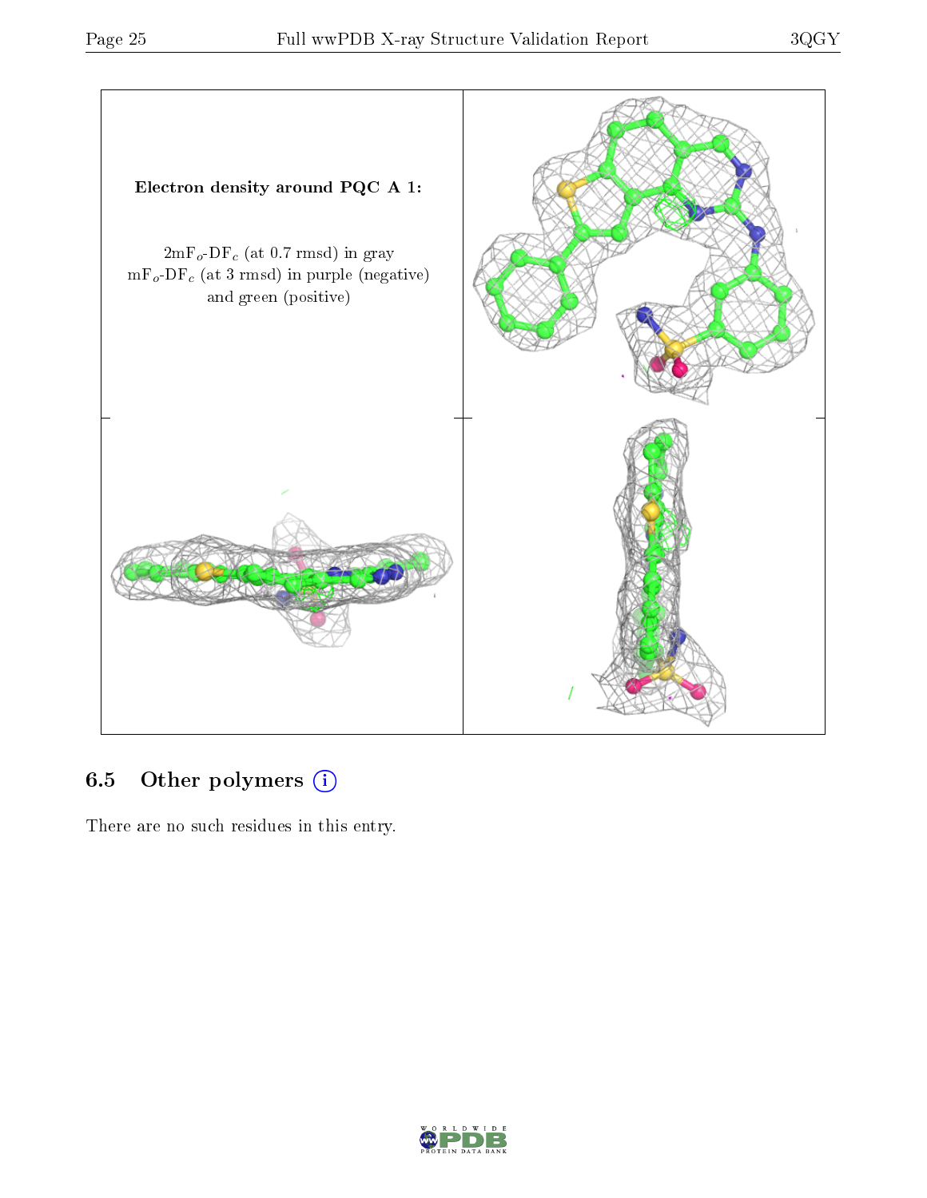**Electron density around PQC A 1:**

$2mF_o$-$DF_c$ (at 0.7 rmsd) in gray
$mF_o$-$DF_c$ (at 3 rmsd) in purple (negative)
and green (positive)

## 6.5 Other polymers

There are no such residues in this entry.